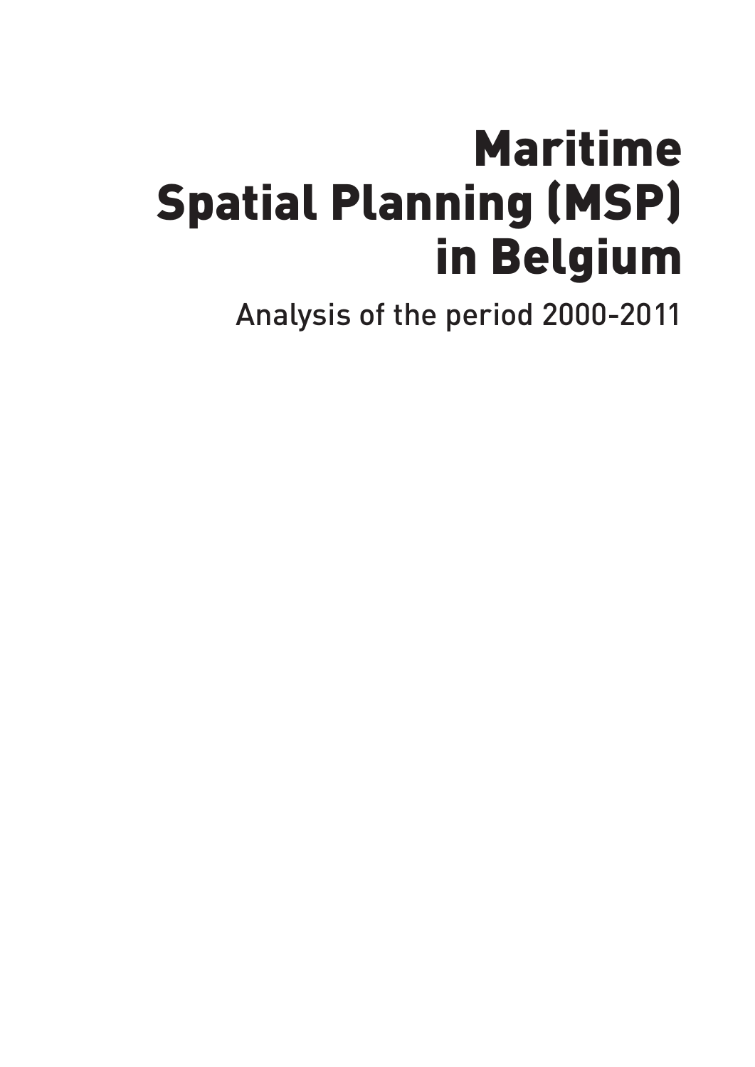# Maritime Spatial Planning (MSP) in Belgium

Analysis of the period 2000-2011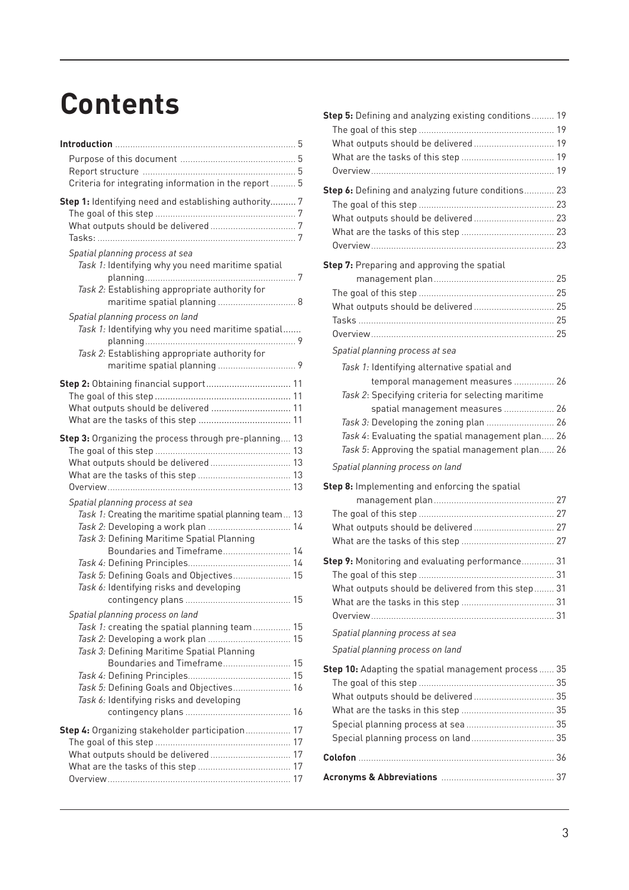# Contents

**Introduction** ... 5

Purpose of this document ... 5
Report structure ... 5
Criteria for integrating information in the report ... 5

**Step 1:** Identifying need and establishing authority ... 7
The goal of this step ... 7
What outputs should be delivered ... 7
Tasks: ... 7

*Spatial planning process at sea*
*Task 1:* Identifying why you need maritime spatial planning ... 7
*Task 2:* Establishing appropriate authority for maritime spatial planning ... 8

*Spatial planning process on land*
*Task 1:* Identifying why you need maritime spatial planning ... 9
*Task 2:* Establishing appropriate authority for maritime spatial planning ... 9

**Step 2:** Obtaining financial support ... 11
The goal of this step ... 11
What outputs should be delivered ... 11
What are the tasks of this step ... 11

**Step 3:** Organizing the process through pre-planning ... 13
The goal of this step ... 13
What outputs should be delivered ... 13
What are the tasks of this step ... 13
Overview ... 13

*Spatial planning process at sea*
*Task 1:* Creating the maritime spatial planning team ... 13
*Task 2:* Developing a work plan ... 14
*Task 3:* Defining Maritime Spatial Planning Boundaries and Timeframe ... 14
*Task 4:* Defining Principles ... 14
*Task 5:* Defining Goals and Objectives ... 15
*Task 6:* Identifying risks and developing contingency plans ... 15

*Spatial planning process on land*
*Task 1:* creating the spatial planning team ... 15
*Task 2:* Developing a work plan ... 15
*Task 3:* Defining Maritime Spatial Planning Boundaries and Timeframe ... 15
*Task 4:* Defining Principles ... 15
*Task 5:* Defining Goals and Objectives ... 16
*Task 6:* Identifying risks and developing contingency plans ... 16

**Step 4:** Organizing stakeholder participation ... 17
The goal of this step ... 17
What outputs should be delivered ... 17
What are the tasks of this step ... 17
Overview ... 17

**Step 5:** Defining and analyzing existing conditions ... 19
The goal of this step ... 19
What outputs should be delivered ... 19
What are the tasks of this step ... 19
Overview ... 19

**Step 6:** Defining and analyzing future conditions ... 23
The goal of this step ... 23
What outputs should be delivered ... 23
What are the tasks of this step ... 23
Overview ... 23

**Step 7:** Preparing and approving the spatial management plan ... 25
The goal of this step ... 25
What outputs should be delivered ... 25
Tasks ... 25
Overview ... 25

*Spatial planning process at sea*
*Task 1:* Identifying alternative spatial and temporal management measures ... 26
*Task 2*: Specifying criteria for selecting maritime spatial management measures ... 26
*Task 3:* Developing the zoning plan ... 26
*Task 4*: Evaluating the spatial management plan ... 26
*Task 5*: Approving the spatial management plan ... 26

*Spatial planning process on land*

**Step 8:** Implementing and enforcing the spatial management plan ... 27
The goal of this step ... 27
What outputs should be delivered ... 27
What are the tasks of this step ... 27

**Step 9:** Monitoring and evaluating performance ... 31
The goal of this step ... 31
What outputs should be delivered from this step ... 31
What are the tasks in this step ... 31
Overview ... 31

*Spatial planning process at sea*

*Spatial planning process on land*

**Step 10:** Adapting the spatial management process ... 35
The goal of this step ... 35
What outputs should be delivered ... 35
What are the tasks in this step ... 35
Special planning process at sea ... 35
Special planning process on land ... 35

**Colofon** ... 36

**Acronyms & Abbreviations** ... 37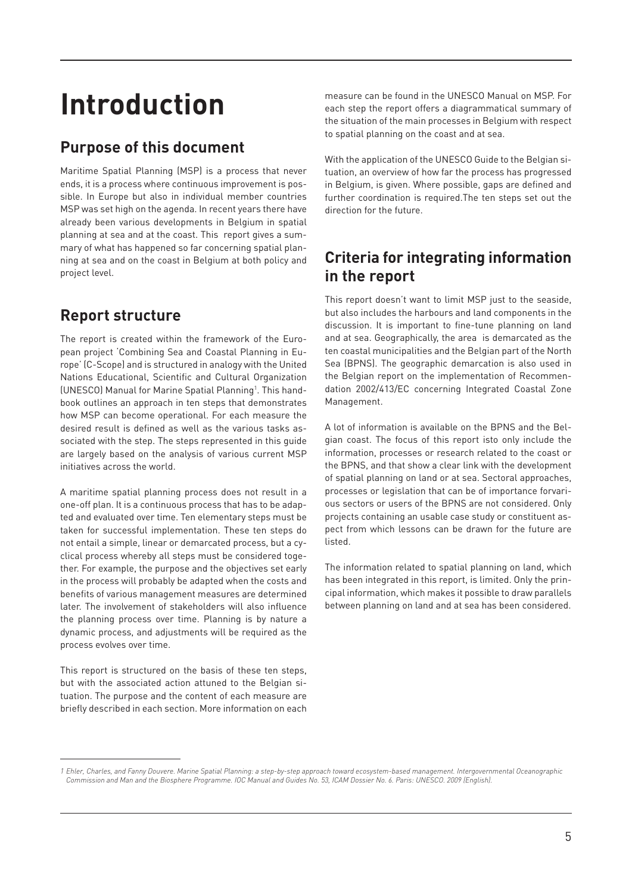# Introduction

## Purpose of this document

Maritime Spatial Planning (MSP) is a process that never ends, it is a process where continuous improvement is possible. In Europe but also in individual member countries MSP was set high on the agenda. In recent years there have already been various developments in Belgium in spatial planning at sea and at the coast. This report gives a summary of what has happened so far concerning spatial planning at sea and on the coast in Belgium at both policy and project level.

## Report structure

The report is created within the framework of the European project 'Combining Sea and Coastal Planning in Europe' (C-Scope) and is structured in analogy with the United Nations Educational, Scientific and Cultural Organization (UNESCO) Manual for Marine Spatial Planning[1]. This handbook outlines an approach in ten steps that demonstrates how MSP can become operational. For each measure the desired result is defined as well as the various tasks associated with the step. The steps represented in this guide are largely based on the analysis of various current MSP initiatives across the world.

A maritime spatial planning process does not result in a one-off plan. It is a continuous process that has to be adapted and evaluated over time. Ten elementary steps must be taken for successful implementation. These ten steps do not entail a simple, linear or demarcated process, but a cyclical process whereby all steps must be considered together. For example, the purpose and the objectives set early in the process will probably be adapted when the costs and benefits of various management measures are determined later. The involvement of stakeholders will also influence the planning process over time. Planning is by nature a dynamic process, and adjustments will be required as the process evolves over time.

This report is structured on the basis of these ten steps, but with the associated action attuned to the Belgian situation. The purpose and the content of each measure are briefly described in each section. More information on each measure can be found in the UNESCO Manual on MSP. For each step the report offers a diagrammatical summary of the situation of the main processes in Belgium with respect to spatial planning on the coast and at sea.

With the application of the UNESCO Guide to the Belgian situation, an overview of how far the process has progressed in Belgium, is given. Where possible, gaps are defined and further coordination is required.The ten steps set out the direction for the future.

## Criteria for integrating information in the report

This report doesn't want to limit MSP just to the seaside, but also includes the harbours and land components in the discussion. It is important to fine-tune planning on land and at sea. Geographically, the area is demarcated as the ten coastal municipalities and the Belgian part of the North Sea (BPNS). The geographic demarcation is also used in the Belgian report on the implementation of Recommendation 2002/413/EC concerning Integrated Coastal Zone Management.

A lot of information is available on the BPNS and the Belgian coast. The focus of this report isto only include the information, processes or research related to the coast or the BPNS, and that show a clear link with the development of spatial planning on land or at sea. Sectoral approaches, processes or legislation that can be of importance forvarious sectors or users of the BPNS are not considered. Only projects containing an usable case study or constituent aspect from which lessons can be drawn for the future are listed.

The information related to spatial planning on land, which has been integrated in this report, is limited. Only the principal information, which makes it possible to draw parallels between planning on land and at sea has been considered.

---

*1 Ehler, Charles, and Fanny Douvere. Marine Spatial Planning: a step-by-step approach toward ecosystem-based management. Intergovernmental Oceanographic Commission and Man and the Biosphere Programme. IOC Manual and Guides No. 53, ICAM Dossier No. 6. Paris: UNESCO. 2009 (English).*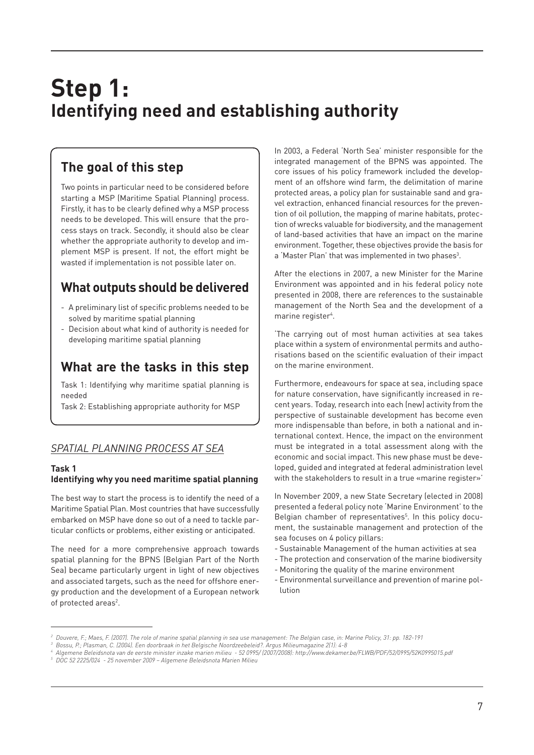# Step 1: Identifying need and establishing authority

## The goal of this step

Two points in particular need to be considered before starting a MSP (Maritime Spatial Planning) process. Firstly, it has to be clearly defined why a MSP process needs to be developed. This will ensure that the process stays on track. Secondly, it should also be clear whether the appropriate authority to develop and implement MSP is present. If not, the effort might be wasted if implementation is not possible later on.

## What outputs should be delivered

- A preliminary list of specific problems needed to be solved by maritime spatial planning
- Decision about what kind of authority is needed for developing maritime spatial planning

## What are the tasks in this step

Task 1: Identifying why maritime spatial planning is needed

Task 2: Establishing appropriate authority for MSP

### *SPATIAL PLANNING PROCESS AT SEA*

**Task 1**
**Identifying why you need maritime spatial planning**

The best way to start the process is to identify the need of a Maritime Spatial Plan. Most countries that have successfully embarked on MSP have done so out of a need to tackle particular conflicts or problems, either existing or anticipated.

The need for a more comprehensive approach towards spatial planning for the BPNS (Belgian Part of the North Sea) became particularly urgent in light of new objectives and associated targets, such as the need for offshore energy production and the development of a European network of protected areas[2].

In 2003, a Federal 'North Sea' minister responsible for the integrated management of the BPNS was appointed. The core issues of his policy framework included the development of an offshore wind farm, the delimitation of marine protected areas, a policy plan for sustainable sand and gravel extraction, enhanced financial resources for the prevention of oil pollution, the mapping of marine habitats, protection of wrecks valuable for biodiversity, and the management of land-based activities that have an impact on the marine environment. Together, these objectives provide the basis for a 'Master Plan' that was implemented in two phases[3].

After the elections in 2007, a new Minister for the Marine Environment was appointed and in his federal policy note presented in 2008, there are references to the sustainable management of the North Sea and the development of a marine register[4].

'The carrying out of most human activities at sea takes place within a system of environmental permits and authorisations based on the scientific evaluation of their impact on the marine environment.

Furthermore, endeavours for space at sea, including space for nature conservation, have significantly increased in recent years. Today, research into each (new) activity from the perspective of sustainable development has become even more indispensable than before, in both a national and international context. Hence, the impact on the environment must be integrated in a total assessment along with the economic and social impact. This new phase must be developed, guided and integrated at federal administration level with the stakeholders to result in a true «marine register»'

In November 2009, a new State Secretary (elected in 2008) presented a federal policy note 'Marine Environment' to the Belgian chamber of representatives[5]. In this policy document, the sustainable management and protection of the sea focuses on 4 policy pillars:

- Sustainable Management of the human activities at sea
- The protection and conservation of the marine biodiversity
- Monitoring the quality of the marine environment
- Environmental surveillance and prevention of marine pollution

---

[2] *Douvere, F.; Maes, F. (2007). The role of marine spatial planning in sea use management: The Belgian case, in: Marine Policy, 31: pp. 182-191*

[3] *Bossu, P.; Plasman, C. (2004). Een doorbraak in het Belgische Noordzeebeleid?. Argus Milieumagazine 2(1): 4-8*

[4] *Algemene Beleidsnota van de eerste minister inzake marien milieu - 52 0995/ (2007/2008): http://www.dekamer.be/FLWB/PDF/52/0995/52K0995015.pdf*

[5] *DOC 52 2225/024 - 25 november 2009 – Algemene Beleidsnota Marien Milieu*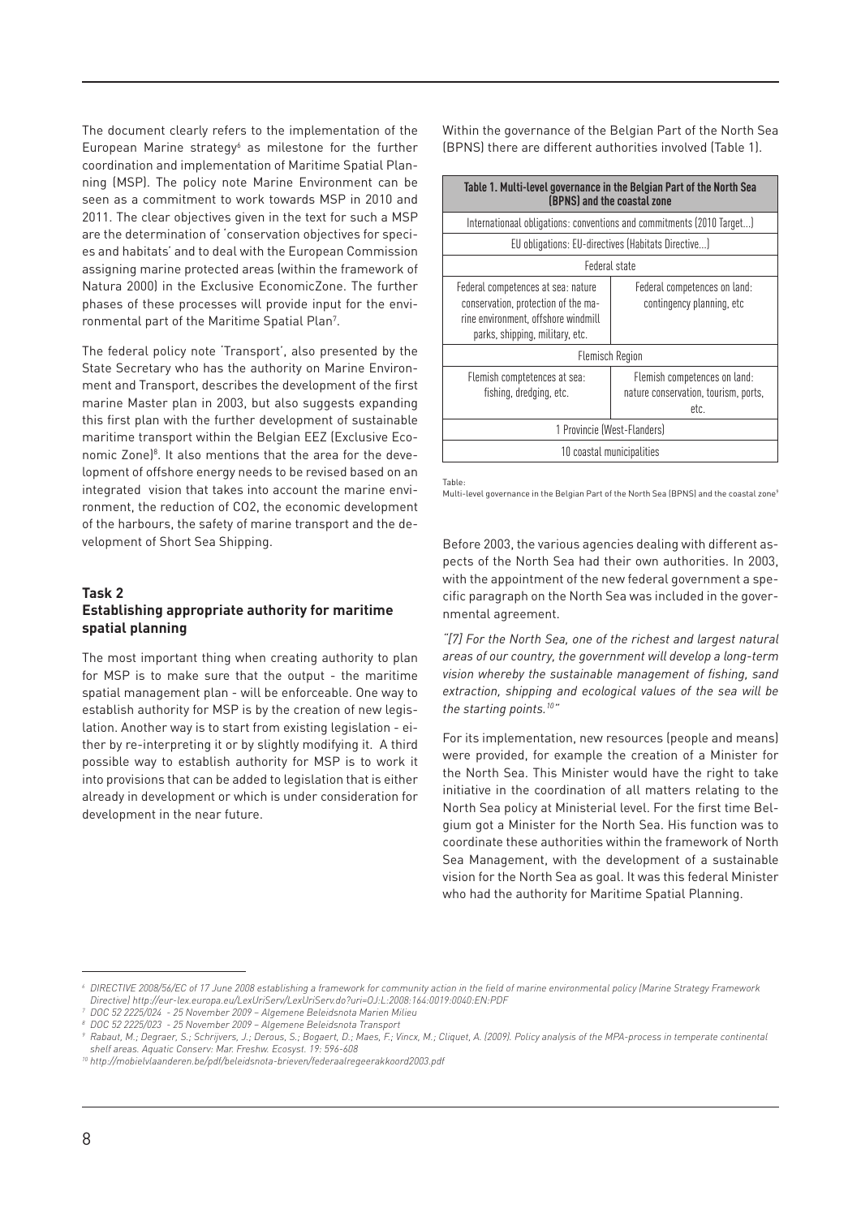The document clearly refers to the implementation of the European Marine strategy[6] as milestone for the further coordination and implementation of Maritime Spatial Planning (MSP). The policy note Marine Environment can be seen as a commitment to work towards MSP in 2010 and 2011. The clear objectives given in the text for such a MSP are the determination of 'conservation objectives for species and habitats' and to deal with the European Commission assigning marine protected areas (within the framework of Natura 2000) in the Exclusive EconomicZone. The further phases of these processes will provide input for the environmental part of the Maritime Spatial Plan[7].

The federal policy note 'Transport', also presented by the State Secretary who has the authority on Marine Environment and Transport, describes the development of the first marine Master plan in 2003, but also suggests expanding this first plan with the further development of sustainable maritime transport within the Belgian EEZ (Exclusive Economic Zone)[8]. It also mentions that the area for the development of offshore energy needs to be revised based on an integrated vision that takes into account the marine environment, the reduction of CO2, the economic development of the harbours, the safety of marine transport and the development of Short Sea Shipping.

### Task 2
### Establishing appropriate authority for maritime spatial planning

The most important thing when creating authority to plan for MSP is to make sure that the output - the maritime spatial management plan - will be enforceable. One way to establish authority for MSP is by the creation of new legislation. Another way is to start from existing legislation - either by re-interpreting it or by slightly modifying it. A third possible way to establish authority for MSP is to work it into provisions that can be added to legislation that is either already in development or which is under consideration for development in the near future.

Within the governance of the Belgian Part of the North Sea (BPNS) there are different authorities involved (Table 1).

**Table 1. Multi-level governance in the Belgian Part of the North Sea (BPNS) and the coastal zone**

| | |
|---|---|
| Internationaal obligations: conventions and commitments (2010 Target...) | |
| EU obligations: EU-directives (Habitats Directive...) | |
| Federal state | |
| Federal competences at sea: nature conservation, protection of the marine environment, offshore windmill parks, shipping, military, etc. | Federal competences on land: contingency planning, etc |
| Flemisch Region | |
| Flemish comptetences at sea: fishing, dredging, etc. | Flemish competences on land: nature conservation, tourism, ports, etc. |
| 1 Provincie (West-Flanders) | |
| 10 coastal municipalities | |

Table:
Multi-level governance in the Belgian Part of the North Sea (BPNS) and the coastal zone[9]

Before 2003, the various agencies dealing with different aspects of the North Sea had their own authorities. In 2003, with the appointment of the new federal government a specific paragraph on the North Sea was included in the governmental agreement.

*"[7] For the North Sea, one of the richest and largest natural areas of our country, the government will develop a long-term vision whereby the sustainable management of fishing, sand extraction, shipping and ecological values of the sea will be the starting points.[10]"*

For its implementation, new resources (people and means) were provided, for example the creation of a Minister for the North Sea. This Minister would have the right to take initiative in the coordination of all matters relating to the North Sea policy at Ministerial level. For the first time Belgium got a Minister for the North Sea. His function was to coordinate these authorities within the framework of North Sea Management, with the development of a sustainable vision for the North Sea as goal. It was this federal Minister who had the authority for Maritime Spatial Planning.

---

[6] *DIRECTIVE 2008/56/EC of 17 June 2008 establishing a framework for community action in the field of marine environmental policy (Marine Strategy Framework Directive) http://eur-lex.europa.eu/LexUriServ/LexUriServ.do?uri=OJ:L:2008:164:0019:0040:EN:PDF*

[7] *DOC 52 2225/024 - 25 November 2009 – Algemene Beleidsnota Marien Milieu*

[8] *DOC 52 2225/023 - 25 November 2009 – Algemene Beleidsnota Transport*

[9] *Rabaut, M.; Degraer, S.; Schrijvers, J.; Derous, S.; Bogaert, D.; Maes, F.; Vincx, M.; Cliquet, A. (2009). Policy analysis of the MPA-process in temperate continental shelf areas. Aquatic Conserv: Mar. Freshw. Ecosyst. 19: 596-608*

[10] *http://mobielvlaanderen.be/pdf/beleidsnota-brieven/federaalregeerakkoord2003.pdf*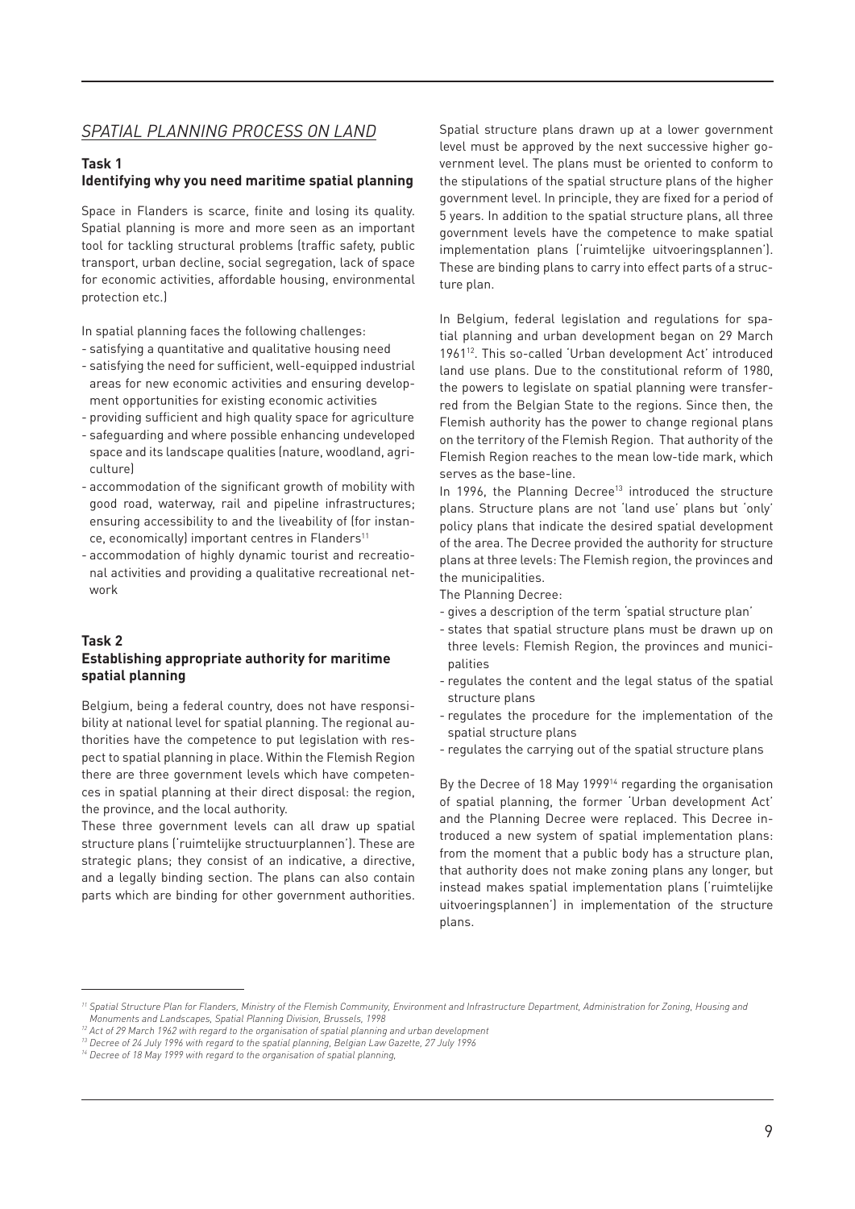## *SPATIAL PLANNING PROCESS ON LAND*

### Task 1
### Identifying why you need maritime spatial planning

Space in Flanders is scarce, finite and losing its quality. Spatial planning is more and more seen as an important tool for tackling structural problems (traffic safety, public transport, urban decline, social segregation, lack of space for economic activities, affordable housing, environmental protection etc.)

In spatial planning faces the following challenges:

- satisfying a quantitative and qualitative housing need
- satisfying the need for sufficient, well-equipped industrial areas for new economic activities and ensuring development opportunities for existing economic activities
- providing sufficient and high quality space for agriculture
- safeguarding and where possible enhancing undeveloped space and its landscape qualities (nature, woodland, agriculture)
- accommodation of the significant growth of mobility with good road, waterway, rail and pipeline infrastructures; ensuring accessibility to and the liveability of (for instance, economically) important centres in Flanders[11]
- accommodation of highly dynamic tourist and recreational activities and providing a qualitative recreational network

### Task 2
### Establishing appropriate authority for maritime spatial planning

Belgium, being a federal country, does not have responsibility at national level for spatial planning. The regional authorities have the competence to put legislation with respect to spatial planning in place. Within the Flemish Region there are three government levels which have competences in spatial planning at their direct disposal: the region, the province, and the local authority.

These three government levels can all draw up spatial structure plans ('ruimtelijke structuurplannen'). These are strategic plans; they consist of an indicative, a directive, and a legally binding section. The plans can also contain parts which are binding for other government authorities. Spatial structure plans drawn up at a lower government level must be approved by the next successive higher government level. The plans must be oriented to conform to the stipulations of the spatial structure plans of the higher government level. In principle, they are fixed for a period of 5 years. In addition to the spatial structure plans, all three government levels have the competence to make spatial implementation plans ('ruimtelijke uitvoeringsplannen'). These are binding plans to carry into effect parts of a structure plan.

In Belgium, federal legislation and regulations for spatial planning and urban development began on 29 March 1961[12]. This so-called 'Urban development Act' introduced land use plans. Due to the constitutional reform of 1980, the powers to legislate on spatial planning were transferred from the Belgian State to the regions. Since then, the Flemish authority has the power to change regional plans on the territory of the Flemish Region. That authority of the Flemish Region reaches to the mean low-tide mark, which serves as the base-line.

In 1996, the Planning Decree[13] introduced the structure plans. Structure plans are not 'land use' plans but 'only' policy plans that indicate the desired spatial development of the area. The Decree provided the authority for structure plans at three levels: The Flemish region, the provinces and the municipalities.

The Planning Decree:

- gives a description of the term 'spatial structure plan'
- states that spatial structure plans must be drawn up on three levels: Flemish Region, the provinces and municipalities
- regulates the content and the legal status of the spatial structure plans
- regulates the procedure for the implementation of the spatial structure plans
- regulates the carrying out of the spatial structure plans

By the Decree of 18 May 1999[14] regarding the organisation of spatial planning, the former 'Urban development Act' and the Planning Decree were replaced. This Decree introduced a new system of spatial implementation plans: from the moment that a public body has a structure plan, that authority does not make zoning plans any longer, but instead makes spatial implementation plans ('ruimtelijke uitvoeringsplannen') in implementation of the structure plans.

---

[11] *Spatial Structure Plan for Flanders, Ministry of the Flemish Community, Environment and Infrastructure Department, Administration for Zoning, Housing and Monuments and Landscapes, Spatial Planning Division, Brussels, 1998*

[12] *Act of 29 March 1962 with regard to the organisation of spatial planning and urban development*

[13] *Decree of 24 July 1996 with regard to the spatial planning, Belgian Law Gazette, 27 July 1996*

[14] *Decree of 18 May 1999 with regard to the organisation of spatial planning,*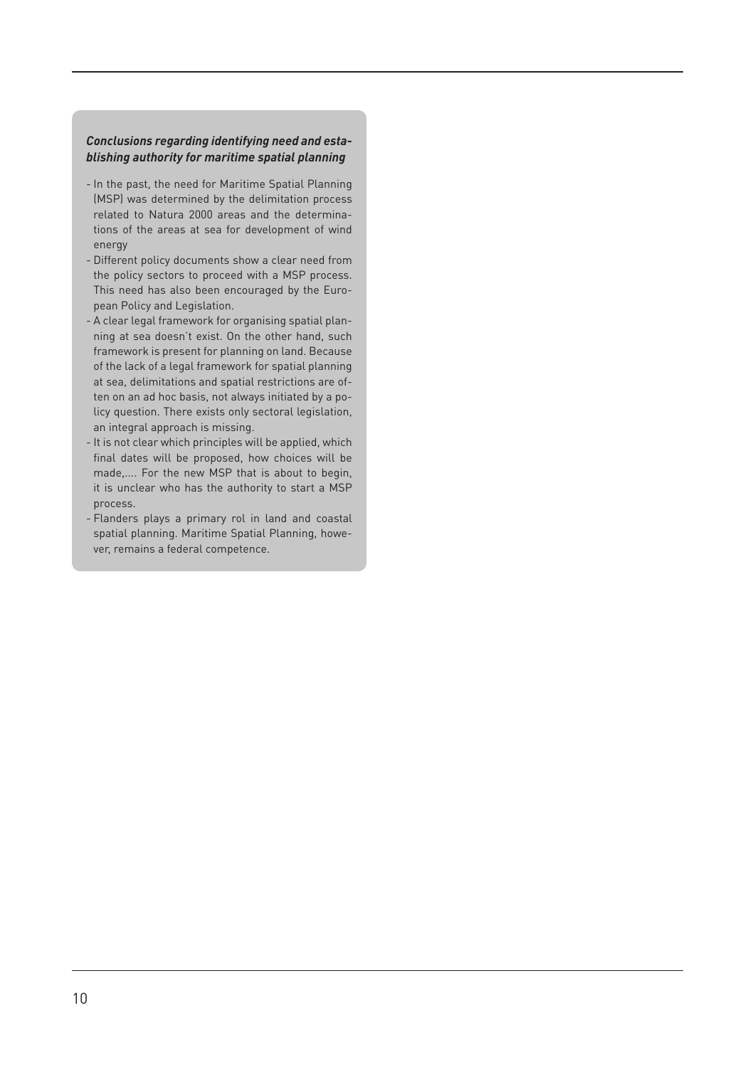***Conclusions regarding identifying need and establishing authority for maritime spatial planning***

- In the past, the need for Maritime Spatial Planning (MSP) was determined by the delimitation process related to Natura 2000 areas and the determinations of the areas at sea for development of wind energy
- Different policy documents show a clear need from the policy sectors to proceed with a MSP process. This need has also been encouraged by the European Policy and Legislation.
- A clear legal framework for organising spatial planning at sea doesn't exist. On the other hand, such framework is present for planning on land. Because of the lack of a legal framework for spatial planning at sea, delimitations and spatial restrictions are often on an ad hoc basis, not always initiated by a policy question. There exists only sectoral legislation, an integral approach is missing.
- It is not clear which principles will be applied, which final dates will be proposed, how choices will be made,…. For the new MSP that is about to begin, it is unclear who has the authority to start a MSP process.
- Flanders plays a primary rol in land and coastal spatial planning. Maritime Spatial Planning, however, remains a federal competence.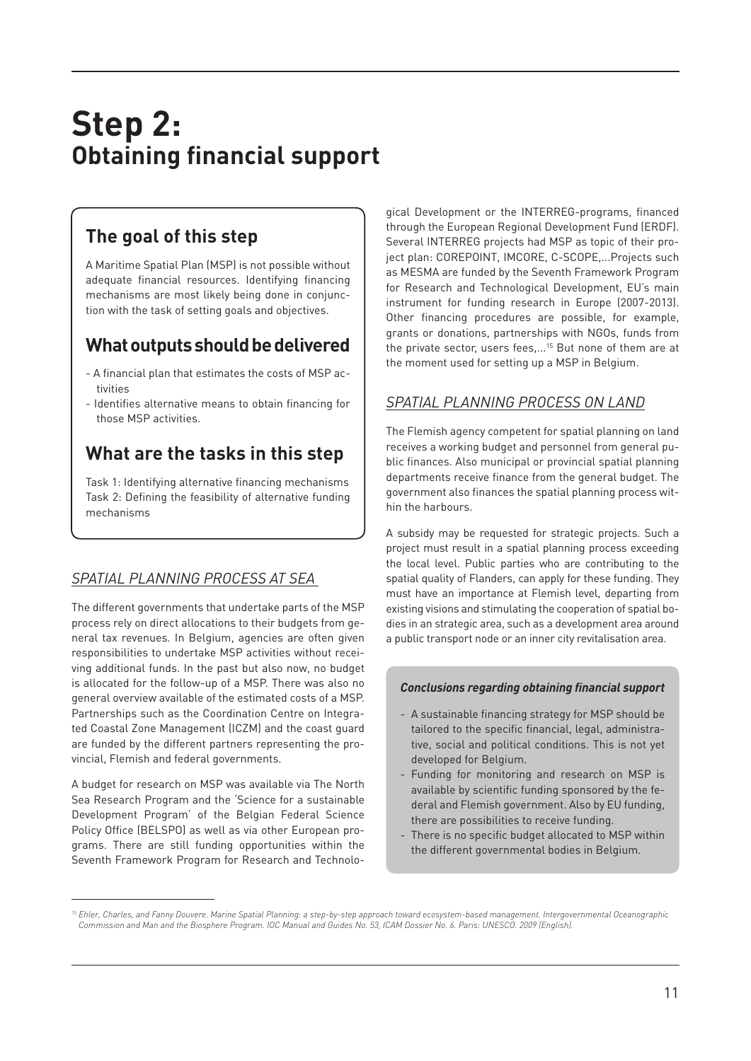# Step 2: Obtaining financial support

## The goal of this step

A Maritime Spatial Plan (MSP) is not possible without adequate financial resources. Identifying financing mechanisms are most likely being done in conjunction with the task of setting goals and objectives.

## What outputs should be delivered

- A financial plan that estimates the costs of MSP activities
- Identifies alternative means to obtain financing for those MSP activities.

## What are the tasks in this step

Task 1: Identifying alternative financing mechanisms
Task 2: Defining the feasibility of alternative funding mechanisms

### *SPATIAL PLANNING PROCESS AT SEA*

The different governments that undertake parts of the MSP process rely on direct allocations to their budgets from general tax revenues. In Belgium, agencies are often given responsibilities to undertake MSP activities without receiving additional funds. In the past but also now, no budget is allocated for the follow-up of a MSP. There was also no general overview available of the estimated costs of a MSP. Partnerships such as the Coordination Centre on Integrated Coastal Zone Management (ICZM) and the coast guard are funded by the different partners representing the provincial, Flemish and federal governments.

A budget for research on MSP was available via The North Sea Research Program and the 'Science for a sustainable Development Program' of the Belgian Federal Science Policy Office (BELSPO) as well as via other European programs. There are still funding opportunities within the Seventh Framework Program for Research and Technological Development or the INTERREG-programs, financed through the European Regional Development Fund (ERDF). Several INTERREG projects had MSP as topic of their project plan: COREPOINT, IMCORE, C-SCOPE,…Projects such as MESMA are funded by the Seventh Framework Program for Research and Technological Development, EU's main instrument for funding research in Europe (2007-2013). Other financing procedures are possible, for example, grants or donations, partnerships with NGOs, funds from the private sector, users fees,…[15] But none of them are at the moment used for setting up a MSP in Belgium.

### *SPATIAL PLANNING PROCESS ON LAND*

The Flemish agency competent for spatial planning on land receives a working budget and personnel from general public finances. Also municipal or provincial spatial planning departments receive finance from the general budget. The government also finances the spatial planning process within the harbours.

A subsidy may be requested for strategic projects. Such a project must result in a spatial planning process exceeding the local level. Public parties who are contributing to the spatial quality of Flanders, can apply for these funding. They must have an importance at Flemish level, departing from existing visions and stimulating the cooperation of spatial bodies in an strategic area, such as a development area around a public transport node or an inner city revitalisation area.

***Conclusions regarding obtaining financial support***

- A sustainable financing strategy for MSP should be tailored to the specific financial, legal, administrative, social and political conditions. This is not yet developed for Belgium.
- Funding for monitoring and research on MSP is available by scientific funding sponsored by the federal and Flemish government. Also by EU funding, there are possibilities to receive funding.
- There is no specific budget allocated to MSP within the different governmental bodies in Belgium.

---

[15] *Ehler, Charles, and Fanny Douvere. Marine Spatial Planning: a step-by-step approach toward ecosystem-based management. Intergovernmental Oceanographic Commission and Man and the Biosphere Program. IOC Manual and Guides No. 53, ICAM Dossier No. 6. Paris: UNESCO. 2009 (English).*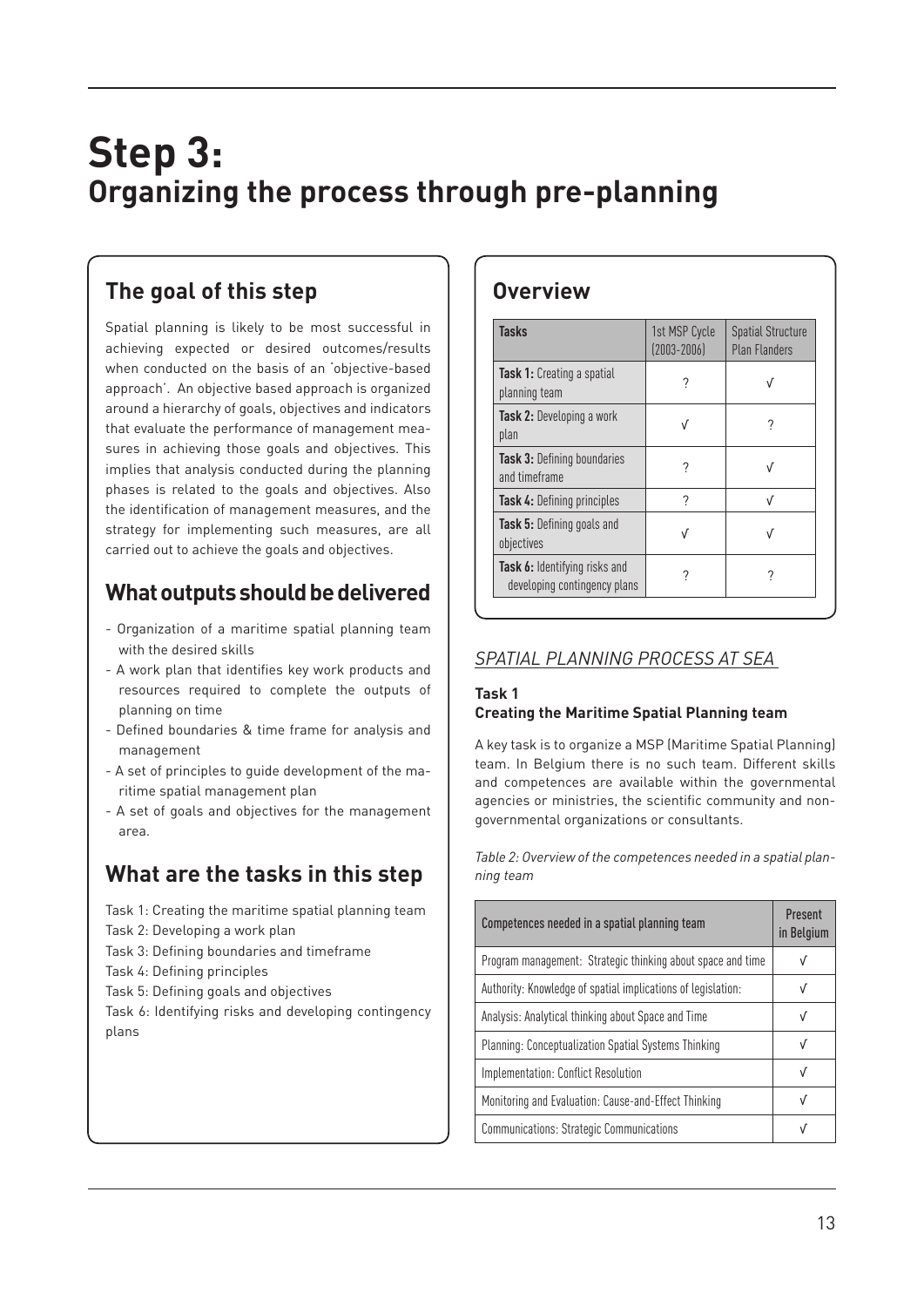# Step 3:
## Organizing the process through pre-planning

### The goal of this step

Spatial planning is likely to be most successful in achieving expected or desired outcomes/results when conducted on the basis of an 'objective-based approach'. An objective based approach is organized around a hierarchy of goals, objectives and indicators that evaluate the performance of management measures in achieving those goals and objectives. This implies that analysis conducted during the planning phases is related to the goals and objectives. Also the identification of management measures, and the strategy for implementing such measures, are all carried out to achieve the goals and objectives.

### What outputs should be delivered

- Organization of a maritime spatial planning team with the desired skills
- A work plan that identifies key work products and resources required to complete the outputs of planning on time
- Defined boundaries & time frame for analysis and management
- A set of principles to guide development of the maritime spatial management plan
- A set of goals and objectives for the management area.

### What are the tasks in this step

Task 1: Creating the maritime spatial planning team
Task 2: Developing a work plan
Task 3: Defining boundaries and timeframe
Task 4: Defining principles
Task 5: Defining goals and objectives
Task 6: Identifying risks and developing contingency plans

### Overview

| Tasks | 1st MSP Cycle (2003-2006) | Spatial Structure Plan Flanders |
|---|---|---|
| **Task 1:** Creating a spatial planning team | ? | √ |
| **Task 2:** Developing a work plan | √ | ? |
| **Task 3:** Defining boundaries and timeframe | ? | √ |
| **Task 4:** Defining principles | ? | √ |
| **Task 5:** Defining goals and objectives | √ | √ |
| **Task 6:** Identifying risks and developing contingency plans | ? | ? |

*SPATIAL PLANNING PROCESS AT SEA*

**Task 1**
**Creating the Maritime Spatial Planning team**

A key task is to organize a MSP (Maritime Spatial Planning) team. In Belgium there is no such team. Different skills and competences are available within the governmental agencies or ministries, the scientific community and non-governmental organizations or consultants.

*Table 2: Overview of the competences needed in a spatial planning team*

| Competences needed in a spatial planning team | Present in Belgium |
|---|---|
| Program management: Strategic thinking about space and time | √ |
| Authority: Knowledge of spatial implications of legislation: | √ |
| Analysis: Analytical thinking about Space and Time | √ |
| Planning: Conceptualization Spatial Systems Thinking | √ |
| Implementation: Conflict Resolution | √ |
| Monitoring and Evaluation: Cause-and-Effect Thinking | √ |
| Communications: Strategic Communications | √ |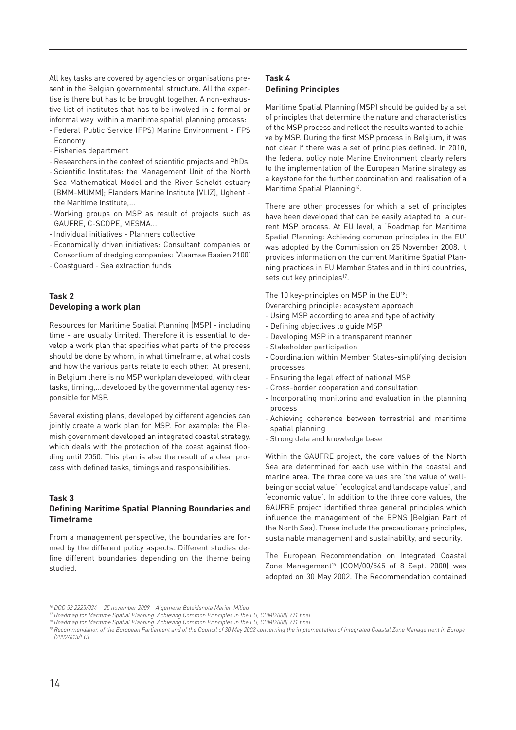All key tasks are covered by agencies or organisations present in the Belgian governmental structure. All the expertise is there but has to be brought together. A non-exhaustive list of institutes that has to be involved in a formal or informal way within a maritime spatial planning process:

- Federal Public Service (FPS) Marine Environment - FPS Economy
- Fisheries department
- Researchers in the context of scientific projects and PhDs.
- Scientific Institutes: the Management Unit of the North Sea Mathematical Model and the River Scheldt estuary (BMM-MUMM); Flanders Marine Institute (VLIZ), Ughent - the Maritime Institute,...
- Working groups on MSP as result of projects such as GAUFRE, C-SCOPE, MESMA...
- Individual initiatives - Planners collective
- Economically driven initiatives: Consultant companies or Consortium of dredging companies: 'Vlaamse Baaien 2100'
- Coastguard - Sea extraction funds

### Task 2
### Developing a work plan

Resources for Maritime Spatial Planning (MSP) - including time - are usually limited. Therefore it is essential to develop a work plan that specifies what parts of the process should be done by whom, in what timeframe, at what costs and how the various parts relate to each other. At present, in Belgium there is no MSP workplan developed, with clear tasks, timing,...developed by the governmental agency responsible for MSP.

Several existing plans, developed by different agencies can jointly create a work plan for MSP. For example: the Flemish government developed an integrated coastal strategy, which deals with the protection of the coast against flooding until 2050. This plan is also the result of a clear process with defined tasks, timings and responsibilities.

### Task 3
### Defining Maritime Spatial Planning Boundaries and Timeframe

From a management perspective, the boundaries are formed by the different policy aspects. Different studies define different boundaries depending on the theme being studied.

### Task 4
### Defining Principles

Maritime Spatial Planning (MSP) should be guided by a set of principles that determine the nature and characteristics of the MSP process and reflect the results wanted to achieve by MSP. During the first MSP process in Belgium, it was not clear if there was a set of principles defined. In 2010, the federal policy note Marine Environment clearly refers to the implementation of the European Marine strategy as a keystone for the further coordination and realisation of a Maritime Spatial Planning[16].

There are other processes for which a set of principles have been developed that can be easily adapted to a current MSP process. At EU level, a 'Roadmap for Maritime Spatial Planning: Achieving common principles in the EU' was adopted by the Commission on 25 November 2008. It provides information on the current Maritime Spatial Planning practices in EU Member States and in third countries, sets out key principles[17].

The 10 key-principles on MSP in the EU[18]:
Overarching principle: ecosystem approach

- Using MSP according to area and type of activity
- Defining objectives to guide MSP
- Developing MSP in a transparent manner
- Stakeholder participation
- Coordination within Member States-simplifying decision processes
- Ensuring the legal effect of national MSP
- Cross-border cooperation and consultation
- Incorporating monitoring and evaluation in the planning process
- Achieving coherence between terrestrial and maritime spatial planning
- Strong data and knowledge base

Within the GAUFRE project, the core values of the North Sea are determined for each use within the coastal and marine area. The three core values are 'the value of well-being or social value', 'ecological and landscape value', and 'economic value'. In addition to the three core values, the GAUFRE project identified three general principles which influence the management of the BPNS (Belgian Part of the North Sea). These include the precautionary principles, sustainable management and sustainability, and security.

The European Recommendation on Integrated Coastal Zone Management[19] (COM/00/545 of 8 Sept. 2000) was adopted on 30 May 2002. The Recommendation contained

---

[16] *DOC 52 2225/024 - 25 november 2009 – Algemene Beleidsnota Marien Milieu*

[17] *Roadmap for Maritime Spatial Planning: Achieving Common Principles in the EU, COM(2008) 791 final*

[18] *Roadmap for Maritime Spatial Planning: Achieving Common Principles in the EU, COM(2008) 791 final*

[19] *Recommendation of the European Parliament and of the Council of 30 May 2002 concerning the implementation of Integrated Coastal Zone Management in Europe (2002/413/EC)*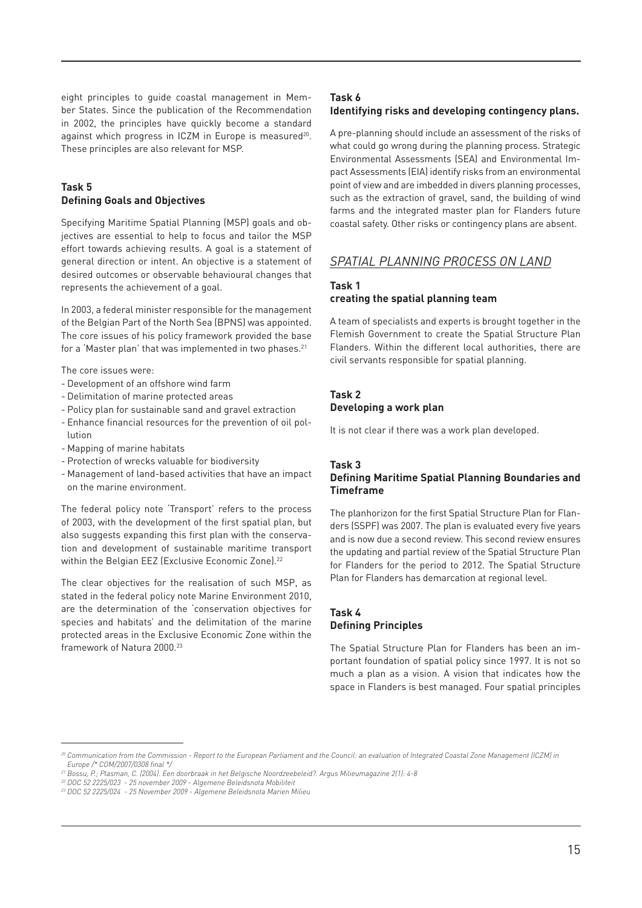eight principles to guide coastal management in Member States. Since the publication of the Recommendation in 2002, the principles have quickly become a standard against which progress in ICZM in Europe is measured[20]. These principles are also relevant for MSP.

### Task 5
### Defining Goals and Objectives

Specifying Maritime Spatial Planning (MSP) goals and objectives are essential to help to focus and tailor the MSP effort towards achieving results. A goal is a statement of general direction or intent. An objective is a statement of desired outcomes or observable behavioural changes that represents the achievement of a goal.

In 2003, a federal minister responsible for the management of the Belgian Part of the North Sea (BPNS) was appointed. The core issues of his policy framework provided the base for a 'Master plan' that was implemented in two phases.[21]

The core issues were:

- Development of an offshore wind farm
- Delimitation of marine protected areas
- Policy plan for sustainable sand and gravel extraction
- Enhance financial resources for the prevention of oil pollution
- Mapping of marine habitats
- Protection of wrecks valuable for biodiversity
- Management of land-based activities that have an impact on the marine environment.

The federal policy note 'Transport' refers to the process of 2003, with the development of the first spatial plan, but also suggests expanding this first plan with the conservation and development of sustainable maritime transport within the Belgian EEZ (Exclusive Economic Zone).[22]

The clear objectives for the realisation of such MSP, as stated in the federal policy note Marine Environment 2010, are the determination of the 'conservation objectives for species and habitats' and the delimitation of the marine protected areas in the Exclusive Economic Zone within the framework of Natura 2000.[23]

### Task 6
### Identifying risks and developing contingency plans.

A pre-planning should include an assessment of the risks of what could go wrong during the planning process. Strategic Environmental Assessments (SEA) and Environmental Impact Assessments (EIA) identify risks from an environmental point of view and are imbedded in divers planning processes, such as the extraction of gravel, sand, the building of wind farms and the integrated master plan for Flanders future coastal safety. Other risks or contingency plans are absent.

## *SPATIAL PLANNING PROCESS ON LAND*

### Task 1
### creating the spatial planning team

A team of specialists and experts is brought together in the Flemish Government to create the Spatial Structure Plan Flanders. Within the different local authorities, there are civil servants responsible for spatial planning.

### Task 2
### Developing a work plan

It is not clear if there was a work plan developed.

### Task 3
### Defining Maritime Spatial Planning Boundaries and Timeframe

The planhorizon for the first Spatial Structure Plan for Flanders (SSPF) was 2007. The plan is evaluated every five years and is now due a second review. This second review ensures the updating and partial review of the Spatial Structure Plan for Flanders for the period to 2012. The Spatial Structure Plan for Flanders has demarcation at regional level.

### Task 4
### Defining Principles

The Spatial Structure Plan for Flanders has been an important foundation of spatial policy since 1997. It is not so much a plan as a vision. A vision that indicates how the space in Flanders is best managed. Four spatial principles

---

[20] *Communication from the Commission - Report to the European Parliament and the Council: an evaluation of Integrated Coastal Zone Management (ICZM) in Europe /* COM/2007/0308 final */*

[21] *Bossu, P.; Plasman, C. (2004). Een doorbraak in het Belgische Noordzeebeleid?. Argus Milieumagazine 2(1): 4-8*

[22] *DOC 52 2225/023 - 25 november 2009 - Algemene Beleidsnota Mobiliteit*

[23] *DOC 52 2225/024 - 25 November 2009 - Algemene Beleidsnota Marien Milieu*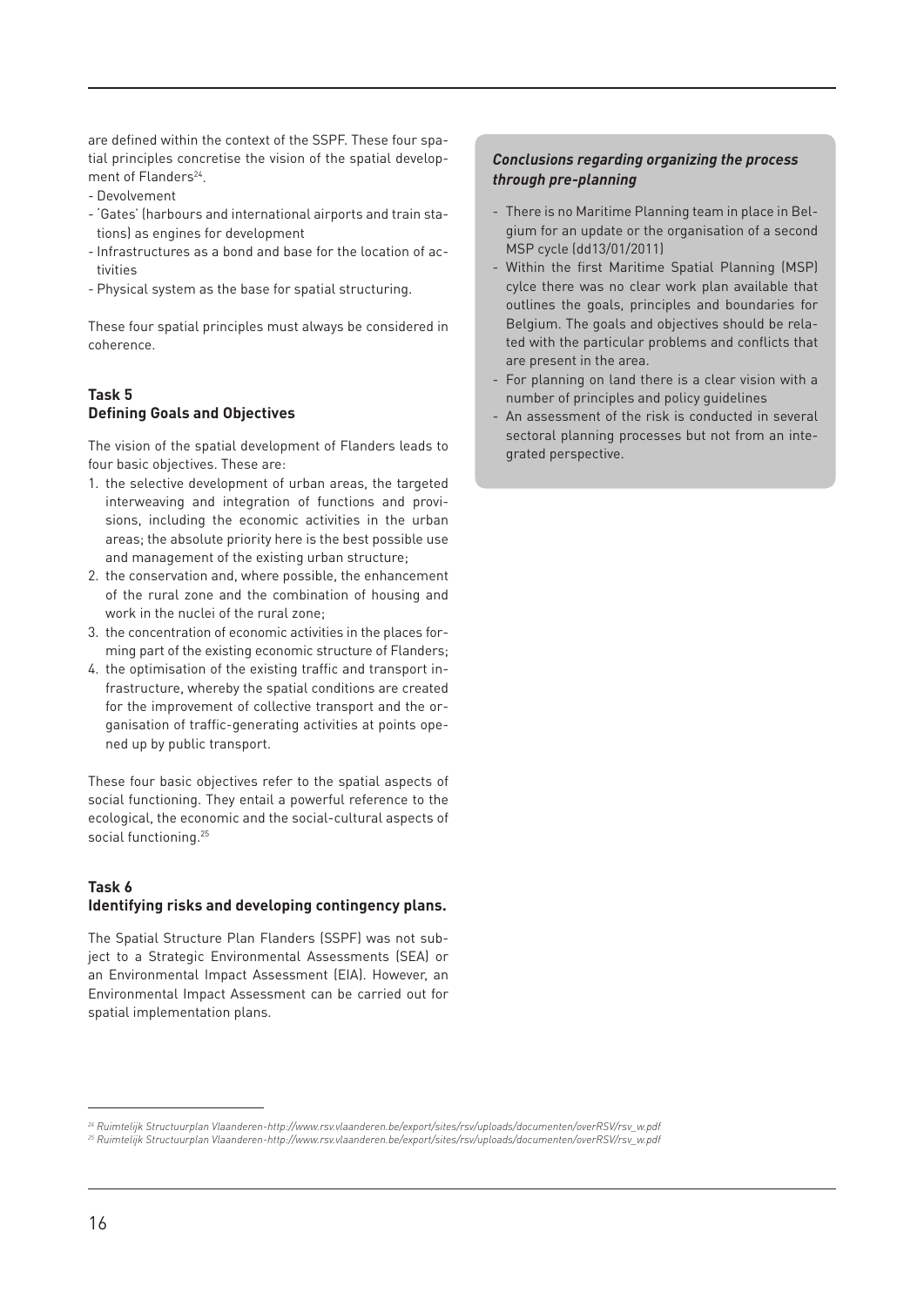are defined within the context of the SSPF. These four spatial principles concretise the vision of the spatial development of Flanders[24].

- Devolvement
- 'Gates' (harbours and international airports and train stations) as engines for development
- Infrastructures as a bond and base for the location of activities
- Physical system as the base for spatial structuring.

These four spatial principles must always be considered in coherence.

### Task 5
### Defining Goals and Objectives

The vision of the spatial development of Flanders leads to four basic objectives. These are:

1. the selective development of urban areas, the targeted interweaving and integration of functions and provisions, including the economic activities in the urban areas; the absolute priority here is the best possible use and management of the existing urban structure;
2. the conservation and, where possible, the enhancement of the rural zone and the combination of housing and work in the nuclei of the rural zone;
3. the concentration of economic activities in the places forming part of the existing economic structure of Flanders;
4. the optimisation of the existing traffic and transport infrastructure, whereby the spatial conditions are created for the improvement of collective transport and the organisation of traffic-generating activities at points opened up by public transport.

These four basic objectives refer to the spatial aspects of social functioning. They entail a powerful reference to the ecological, the economic and the social-cultural aspects of social functioning.[25]

### Task 6
### Identifying risks and developing contingency plans.

The Spatial Structure Plan Flanders (SSPF) was not subject to a Strategic Environmental Assessments (SEA) or an Environmental Impact Assessment (EIA). However, an Environmental Impact Assessment can be carried out for spatial implementation plans.

***Conclusions regarding organizing the process through pre-planning***

- There is no Maritime Planning team in place in Belgium for an update or the organisation of a second MSP cycle (dd13/01/2011)
- Within the first Maritime Spatial Planning (MSP) cylce there was no clear work plan available that outlines the goals, principles and boundaries for Belgium. The goals and objectives should be related with the particular problems and conflicts that are present in the area.
- For planning on land there is a clear vision with a number of principles and policy guidelines
- An assessment of the risk is conducted in several sectoral planning processes but not from an integrated perspective.

---

[24] *Ruimtelijk Structuurplan Vlaanderen-http://www.rsv.vlaanderen.be/export/sites/rsv/uploads/documenten/overRSV/rsv_w.pdf*

[25] *Ruimtelijk Structuurplan Vlaanderen-http://www.rsv.vlaanderen.be/export/sites/rsv/uploads/documenten/overRSV/rsv_w.pdf*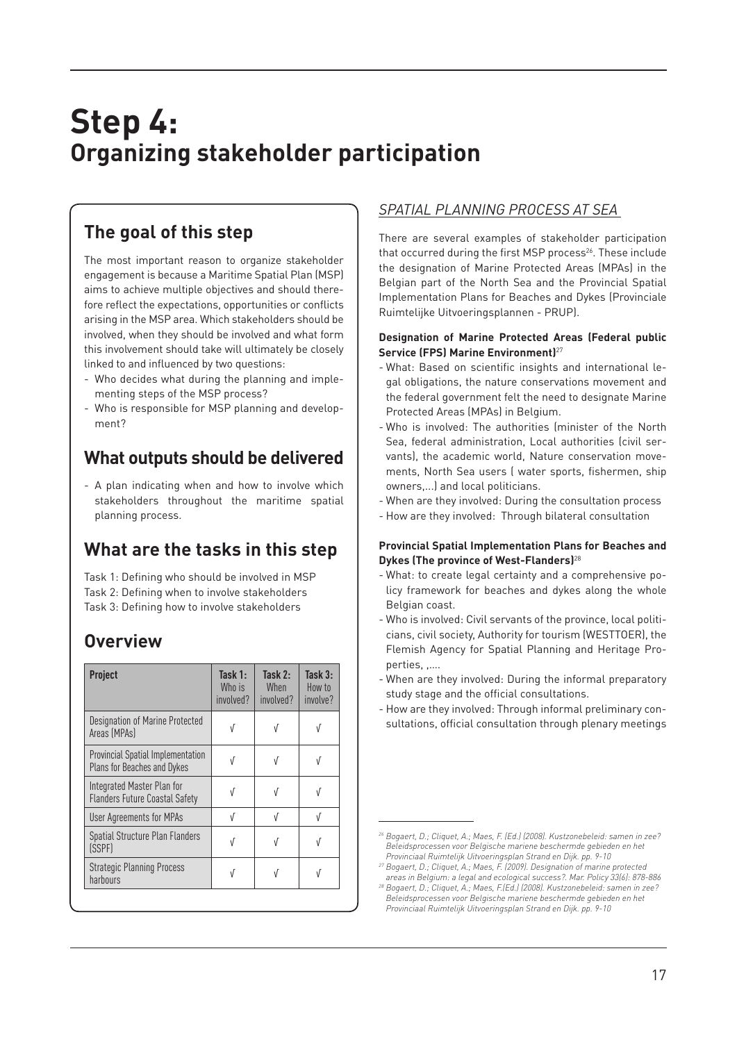# Step 4: Organizing stakeholder participation

## The goal of this step

The most important reason to organize stakeholder engagement is because a Maritime Spatial Plan (MSP) aims to achieve multiple objectives and should therefore reflect the expectations, opportunities or conflicts arising in the MSP area. Which stakeholders should be involved, when they should be involved and what form this involvement should take will ultimately be closely linked to and influenced by two questions:

- Who decides what during the planning and implementing steps of the MSP process?
- Who is responsible for MSP planning and development?

## What outputs should be delivered

- A plan indicating when and how to involve which stakeholders throughout the maritime spatial planning process.

## What are the tasks in this step

Task 1: Defining who should be involved in MSP
Task 2: Defining when to involve stakeholders
Task 3: Defining how to involve stakeholders

## Overview

| Project | Task 1: Who is involved? | Task 2: When involved? | Task 3: How to involve? |
|---|---|---|---|
| Designation of Marine Protected Areas (MPAs) | √ | √ | √ |
| Provincial Spatial Implementation Plans for Beaches and Dykes | √ | √ | √ |
| Integrated Master Plan for Flanders Future Coastal Safety | √ | √ | √ |
| User Agreements for MPAs | √ | √ | √ |
| Spatial Structure Plan Flanders (SSPF) | √ | √ | √ |
| Strategic Planning Process harbours | √ | √ | √ |

### *SPATIAL PLANNING PROCESS AT SEA*

There are several examples of stakeholder participation that occurred during the first MSP process[26]. These include the designation of Marine Protected Areas (MPAs) in the Belgian part of the North Sea and the Provincial Spatial Implementation Plans for Beaches and Dykes (Provinciale Ruimtelijke Uitvoeringsplannen - PRUP).

**Designation of Marine Protected Areas (Federal public Service (FPS) Marine Environment)**[27]

- What: Based on scientific insights and international legal obligations, the nature conservations movement and the federal government felt the need to designate Marine Protected Areas (MPAs) in Belgium.
- Who is involved: The authorities (minister of the North Sea, federal administration, Local authorities (civil servants), the academic world, Nature conservation movements, North Sea users ( water sports, fishermen, ship owners,...) and local politicians.
- When are they involved: During the consultation process
- How are they involved: Through bilateral consultation

**Provincial Spatial Implementation Plans for Beaches and Dykes (The province of West-Flanders)**[28]

- What: to create legal certainty and a comprehensive policy framework for beaches and dykes along the whole Belgian coast.
- Who is involved: Civil servants of the province, local politicians, civil society, Authority for tourism (WESTTOER), the Flemish Agency for Spatial Planning and Heritage Properties, ,....
- When are they involved: During the informal preparatory study stage and the official consultations.
- How are they involved: Through informal preliminary consultations, official consultation through plenary meetings

---

[26] *Bogaert, D.; Cliquet, A.; Maes, F. (Ed.) (2008). Kustzonebeleid: samen in zee? Beleidsprocessen voor Belgische mariene beschermde gebieden en het Provinciaal Ruimtelijk Uitvoeringsplan Strand en Dijk. pp. 9-10*

[27] *Bogaert, D.; Cliquet, A.; Maes, F. (2009). Designation of marine protected areas in Belgium: a legal and ecological success?. Mar. Policy 33(6): 878-886*

[28] *Bogaert, D.; Cliquet, A.; Maes, F.(Ed.) (2008). Kustzonebeleid: samen in zee? Beleidsprocessen voor Belgische mariene beschermde gebieden en het Provinciaal Ruimtelijk Uitvoeringsplan Strand en Dijk. pp. 9-10*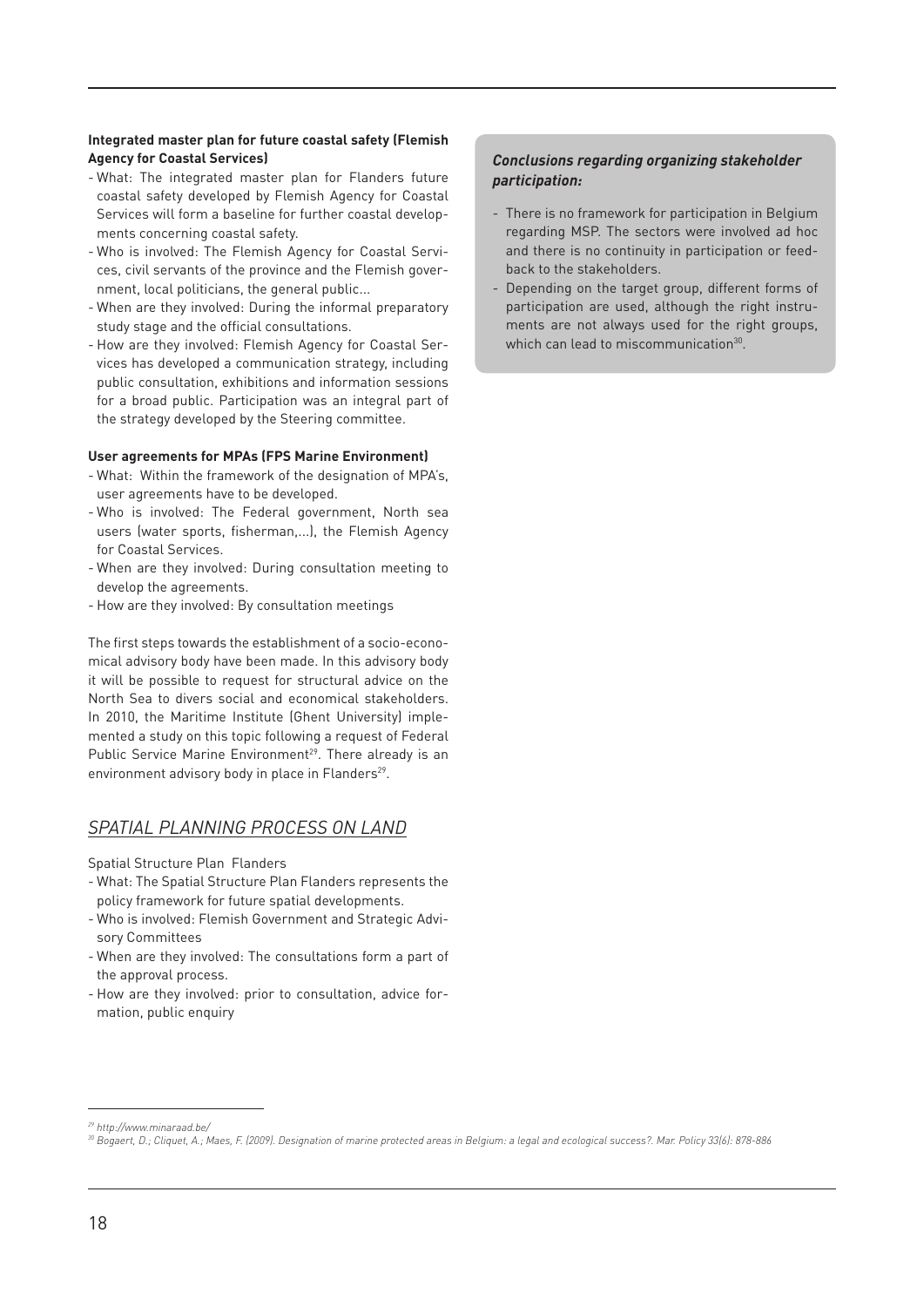**Integrated master plan for future coastal safety (Flemish Agency for Coastal Services)**

- What: The integrated master plan for Flanders future coastal safety developed by Flemish Agency for Coastal Services will form a baseline for further coastal developments concerning coastal safety.
- Who is involved: The Flemish Agency for Coastal Services, civil servants of the province and the Flemish government, local politicians, the general public…
- When are they involved: During the informal preparatory study stage and the official consultations.
- How are they involved: Flemish Agency for Coastal Services has developed a communication strategy, including public consultation, exhibitions and information sessions for a broad public. Participation was an integral part of the strategy developed by the Steering committee.

**User agreements for MPAs (FPS Marine Environment)**

- What: Within the framework of the designation of MPA's, user agreements have to be developed.
- Who is involved: The Federal government, North sea users (water sports, fisherman,…), the Flemish Agency for Coastal Services.
- When are they involved: During consultation meeting to develop the agreements.
- How are they involved: By consultation meetings

The first steps towards the establishment of a socio-economical advisory body have been made. In this advisory body it will be possible to request for structural advice on the North Sea to divers social and economical stakeholders. In 2010, the Maritime Institute (Ghent University) implemented a study on this topic following a request of Federal Public Service Marine Environment[29]. There already is an environment advisory body in place in Flanders[29].

## *SPATIAL PLANNING PROCESS ON LAND*

Spatial Structure Plan Flanders

- What: The Spatial Structure Plan Flanders represents the policy framework for future spatial developments.
- Who is involved: Flemish Government and Strategic Advisory Committees
- When are they involved: The consultations form a part of the approval process.
- How are they involved: prior to consultation, advice formation, public enquiry

***Conclusions regarding organizing stakeholder participation:***

- There is no framework for participation in Belgium regarding MSP. The sectors were involved ad hoc and there is no continuity in participation or feedback to the stakeholders.
- Depending on the target group, different forms of participation are used, although the right instruments are not always used for the right groups, which can lead to miscommunication[30].

---

[29] *http://www.minaraad.be/*

[30] *Bogaert, D.; Cliquet, A.; Maes, F. (2009). Designation of marine protected areas in Belgium: a legal and ecological success?. Mar. Policy 33(6): 878-886*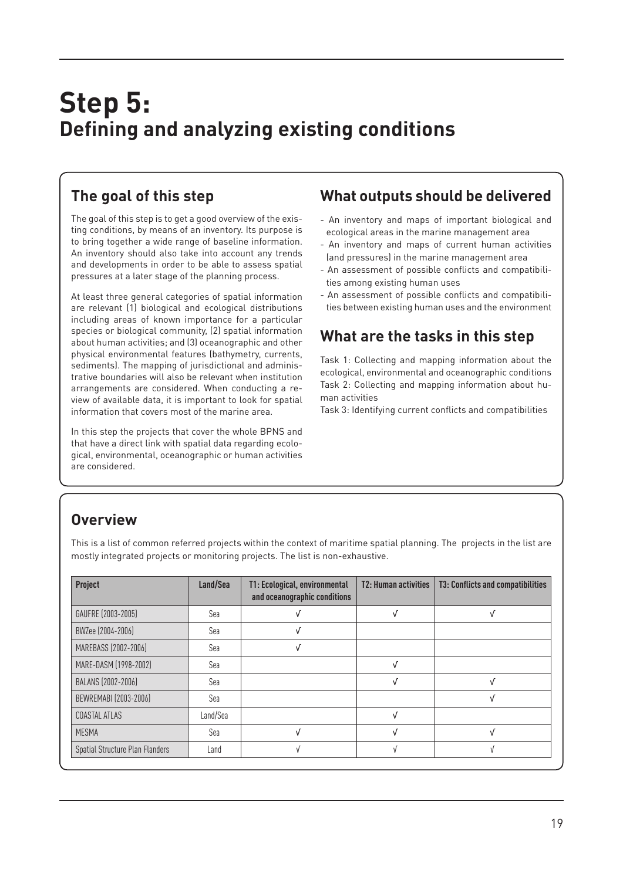# Step 5:
## Defining and analyzing existing conditions

### The goal of this step

The goal of this step is to get a good overview of the existing conditions, by means of an inventory. Its purpose is to bring together a wide range of baseline information. An inventory should also take into account any trends and developments in order to be able to assess spatial pressures at a later stage of the planning process.

At least three general categories of spatial information are relevant (1) biological and ecological distributions including areas of known importance for a particular species or biological community, (2) spatial information about human activities; and (3) oceanographic and other physical environmental features (bathymetry, currents, sediments). The mapping of jurisdictional and administrative boundaries will also be relevant when institution arrangements are considered. When conducting a review of available data, it is important to look for spatial information that covers most of the marine area.

In this step the projects that cover the whole BPNS and that have a direct link with spatial data regarding ecological, environmental, oceanographic or human activities are considered.

### What outputs should be delivered

- An inventory and maps of important biological and ecological areas in the marine management area
- An inventory and maps of current human activities (and pressures) in the marine management area
- An assessment of possible conflicts and compatibilities among existing human uses
- An assessment of possible conflicts and compatibilities between existing human uses and the environment

### What are the tasks in this step

Task 1: Collecting and mapping information about the ecological, environmental and oceanographic conditions
Task 2: Collecting and mapping information about human activities
Task 3: Identifying current conflicts and compatibilities

### Overview

This is a list of common referred projects within the context of maritime spatial planning. The projects in the list are mostly integrated projects or monitoring projects. The list is non-exhaustive.

| Project | Land/Sea | T1: Ecological, environmental and oceanographic conditions | T2: Human activities | T3: Conflicts and compatibilities |
|---|---|---|---|---|
| GAUFRE (2003-2005) | Sea | √ | √ | √ |
| BWZee (2004-2006) | Sea | √ | | |
| MAREBASS (2002-2006) | Sea | √ | | |
| MARE-DASM (1998-2002) | Sea | | √ | |
| BALANS (2002-2006) | Sea | | √ | √ |
| BEWREMABI (2003-2006) | Sea | | | √ |
| COASTAL ATLAS | Land/Sea | | √ | |
| MESMA | Sea | √ | √ | √ |
| Spatial Structure Plan Flanders | Land | √ | √ | √ |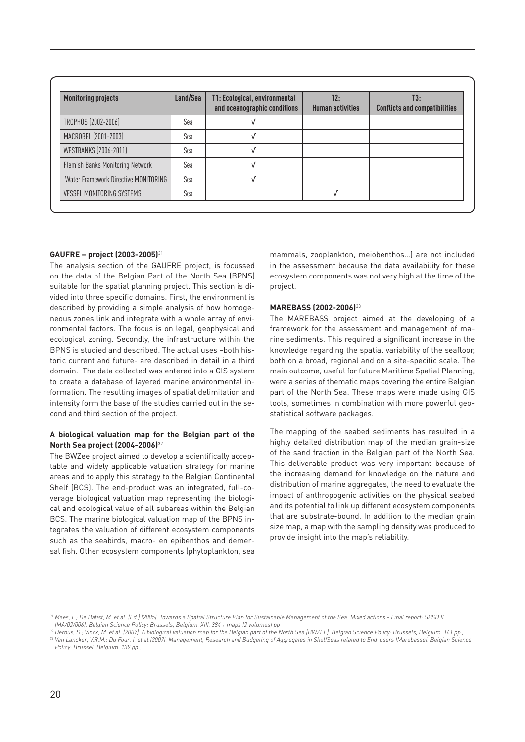| Monitoring projects | Land/Sea | T1: Ecological, environmental and oceanographic conditions | T2: Human activities | T3: Conflicts and compatibilities |
|---|---|---|---|---|
| TROPHOS (2002-2006) | Sea | √ | | |
| MACROBEL (2001-2003) | Sea | √ | | |
| WESTBANKS (2006-2011) | Sea | √ | | |
| Flemish Banks Monitoring Network | Sea | √ | | |
| Water Framework Directive MONITORING | Sea | √ | | |
| VESSEL MONITORING SYSTEMS | Sea | | √ | |

**GAUFRE – project (2003-2005)**[31]

The analysis section of the GAUFRE project, is focussed on the data of the Belgian Part of the North Sea (BPNS) suitable for the spatial planning project. This section is divided into three specific domains. First, the environment is described by providing a simple analysis of how homogeneous zones link and integrate with a whole array of environmental factors. The focus is on legal, geophysical and ecological zoning. Secondly, the infrastructure within the BPNS is studied and described. The actual uses –both historic current and future- are described in detail in a third domain. The data collected was entered into a GIS system to create a database of layered marine environmental information. The resulting images of spatial delimitation and intensity form the base of the studies carried out in the second and third section of the project.

**A biological valuation map for the Belgian part of the North Sea project (2004-2006)**[32]

The BWZee project aimed to develop a scientifically acceptable and widely applicable valuation strategy for marine areas and to apply this strategy to the Belgian Continental Shelf (BCS). The end-product was an integrated, full-coverage biological valuation map representing the biological and ecological value of all subareas within the Belgian BCS. The marine biological valuation map of the BPNS integrates the valuation of different ecosystem components such as the seabirds, macro- en epibenthos and demersal fish. Other ecosystem components (phytoplankton, sea mammals, zooplankton, meiobenthos…) are not included in the assessment because the data availability for these ecosystem components was not very high at the time of the project.

**MAREBASS (2002-2006)**[33]

The MAREBASS project aimed at the developing of a framework for the assessment and management of marine sediments. This required a significant increase in the knowledge regarding the spatial variability of the seafloor, both on a broad, regional and on a site-specific scale. The main outcome, useful for future Maritime Spatial Planning, were a series of thematic maps covering the entire Belgian part of the North Sea. These maps were made using GIS tools, sometimes in combination with more powerful geostatistical software packages.

The mapping of the seabed sediments has resulted in a highly detailed distribution map of the median grain-size of the sand fraction in the Belgian part of the North Sea. This deliverable product was very important because of the increasing demand for knowledge on the nature and distribution of marine aggregates, the need to evaluate the impact of anthropogenic activities on the physical seabed and its potential to link up different ecosystem components that are substrate-bound. In addition to the median grain size map, a map with the sampling density was produced to provide insight into the map's reliability.

---

[31] *Maes, F.; De Batist, M. et al. (Ed.) (2005). Towards a Spatial Structure Plan for Sustainable Management of the Sea: Mixed actions - Final report: SPSD II (MA/02/006). Belgian Science Policy: Brussels, Belgium. XIII, 384 + maps (2 volumes) pp*

[32] *Derous, S.; Vincx, M. et al. (2007). A biological valuation map for the Belgian part of the North Sea (BWZEE). Belgian Science Policy: Brussels, Belgium. 161 pp.,*

[33] *Van Lancker, V.R.M.; Du Four, I. et al.(2007). Management, Research and Budgeting of Aggregates in ShelfSeas related to End-users (Marebasse). Belgian Science Policy: Brussel, Belgium. 139 pp.,*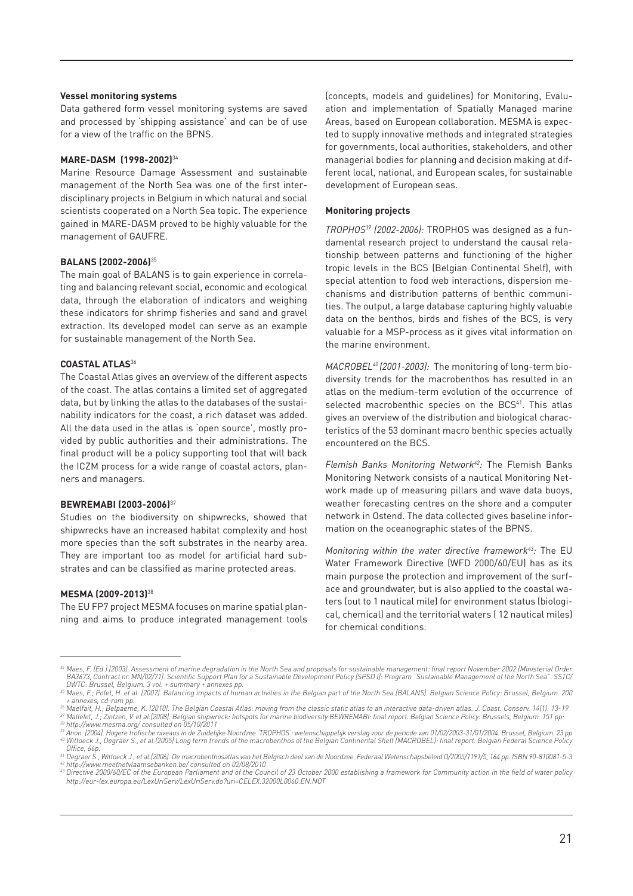**Vessel monitoring systems**

Data gathered form vessel monitoring systems are saved and processed by 'shipping assistance' and can be of use for a view of the traffic on the BPNS.

**MARE-DASM (1998-2002)**[34]

Marine Resource Damage Assessment and sustainable management of the North Sea was one of the first interdisciplinary projects in Belgium in which natural and social scientists cooperated on a North Sea topic. The experience gained in MARE-DASM proved to be highly valuable for the management of GAUFRE.

**BALANS (2002-2006)**[35]

The main goal of BALANS is to gain experience in correlating and balancing relevant social, economic and ecological data, through the elaboration of indicators and weighing these indicators for shrimp fisheries and sand and gravel extraction. Its developed model can serve as an example for sustainable management of the North Sea.

**COASTAL ATLAS**[36]

The Coastal Atlas gives an overview of the different aspects of the coast. The atlas contains a limited set of aggregated data, but by linking the atlas to the databases of the sustainability indicators for the coast, a rich dataset was added. All the data used in the atlas is 'open source', mostly provided by public authorities and their administrations. The final product will be a policy supporting tool that will back the ICZM process for a wide range of coastal actors, planners and managers.

**BEWREMABI (2003-2006)**[37]

Studies on the biodiversity on shipwrecks, showed that shipwrecks have an increased habitat complexity and host more species than the soft substrates in the nearby area. They are important too as model for artificial hard substrates and can be classified as marine protected areas.

**MESMA (2009-2013)**[38]

The EU FP7 project MESMA focuses on marine spatial planning and aims to produce integrated management tools (concepts, models and guidelines) for Monitoring, Evaluation and implementation of Spatially Managed marine Areas, based on European collaboration. MESMA is expected to supply innovative methods and integrated strategies for governments, local authorities, stakeholders, and other managerial bodies for planning and decision making at different local, national, and European scales, for sustainable development of European seas.

**Monitoring projects**

*TROPHOS[39] (2002-2006):* TROPHOS was designed as a fundamental research project to understand the causal relationship between patterns and functioning of the higher tropic levels in the BCS (Belgian Continental Shelf), with special attention to food web interactions, dispersion mechanisms and distribution patterns of benthic communities. The output, a large database capturing highly valuable data on the benthos, birds and fishes of the BCS, is very valuable for a MSP-process as it gives vital information on the marine environment.

*MACROBEL[40] (2001-2003):* The monitoring of long-term biodiversity trends for the macrobenthos has resulted in an atlas on the medium-term evolution of the occurrence of selected macrobenthic species on the BCS[41]. This atlas gives an overview of the distribution and biological characteristics of the 53 dominant macro benthic species actually encountered on the BCS.

*Flemish Banks Monitoring Network[42]:* The Flemish Banks Monitoring Network consists of a nautical Monitoring Network made up of measuring pillars and wave data buoys, weather forecasting centres on the shore and a computer network in Ostend. The data collected gives baseline information on the oceanographic states of the BPNS.

*Monitoring within the water directive framework[43]:* The EU Water Framework Directive (WFD 2000/60/EU) has as its main purpose the protection and improvement of the surface and groundwater, but is also applied to the coastal waters (out to 1 nautical mile) for environment status (biological, chemical) and the territorial waters ( 12 nautical miles) for chemical conditions.

---

[34] *Maes, F. (Ed.) (2003). Assessment of marine degradation in the North Sea and proposals for sustainable management: final report November 2002 (Ministerial Order BA3673, Contract nr. MN/02/71). Scientific Support Plan for a Sustainable Development Policy (SPSD I): Program "Sustainable Management of the North Sea". SSTC/DWTC: Brussel, Belgium. 3 vol. + summary + annexes pp.*

[35] *Maes, F.; Polet, H. et al. (2007). Balancing impacts of human activities in the Belgian part of the North Sea (BALANS). Belgian Science Policy: Brussel, Belgium. 200 + annexes, cd-rom pp.*

[36] *Maelfait, H.; Belpaeme, K. (2010). The Belgian Coastal Atlas: moving from the classic static atlas to an interactive data-driven atlas. J. Coast. Conserv. 14(1): 13-19*

[37] *Mallefet, J.; Zintzen, V. et al.(2008). Belgian shipwreck: hotspots for marine biodiversity BEWREMABI: final report. Belgian Science Policy: Brussels, Belgium. 151 pp:*

[38] *http://www.mesma.org/ consulted on 05/10/2011*

[39] *Anon. (2004). Hogere trofische niveaus in de Zuidelijke Noordzee 'TROPHOS': wetenschappelijk verslag voor de periode van 01/02/2003-31/01/2004. Brussel, Belgium. 23 pp*

[40] *Wittoeck J., Degraer S., et al.(2005) Long term trends of the macrobenthos of the Belgian Continental Shelf (MACROBEL): final report. Belgian Federal Science Policy Office, 66p.*

[41] *Degraer S., Wittoeck J., et al.(2006). De macrobenthosatlas van het Belgisch deel van de Noordzee. Federaal Wetenschapsbeleid D/2005/1191/5, 164 pp. ISBN 90-810081-5-3*

[42] *http://www.meetnetvlaamsebanken.be/ consulted on 02/08/2010*

[43] *Directive 2000/60/EC of the European Parliament and of the Council of 23 October 2000 establishing a framework for Community action in the field of water policy http://eur-lex.europa.eu/LexUriServ/LexUriServ.do?uri=CELEX:32000L0060:EN:NOT*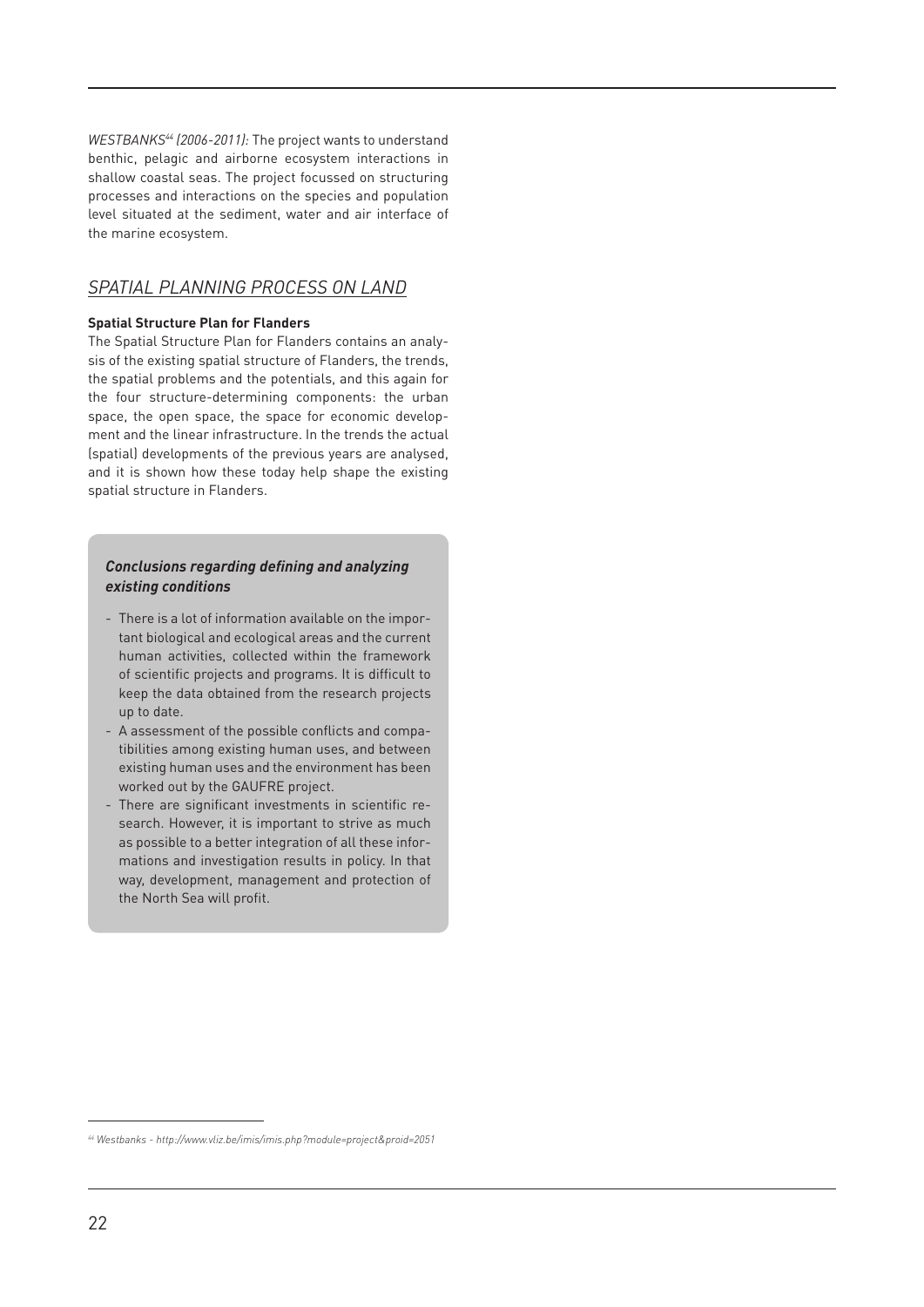*WESTBANKS*[44] *(2006-2011):* The project wants to understand benthic, pelagic and airborne ecosystem interactions in shallow coastal seas. The project focussed on structuring processes and interactions on the species and population level situated at the sediment, water and air interface of the marine ecosystem.

## *SPATIAL PLANNING PROCESS ON LAND*

**Spatial Structure Plan for Flanders**

The Spatial Structure Plan for Flanders contains an analysis of the existing spatial structure of Flanders, the trends, the spatial problems and the potentials, and this again for the four structure-determining components: the urban space, the open space, the space for economic development and the linear infrastructure. In the trends the actual (spatial) developments of the previous years are analysed, and it is shown how these today help shape the existing spatial structure in Flanders.

***Conclusions regarding defining and analyzing existing conditions***

- There is a lot of information available on the important biological and ecological areas and the current human activities, collected within the framework of scientific projects and programs. It is difficult to keep the data obtained from the research projects up to date.
- A assessment of the possible conflicts and compatibilities among existing human uses, and between existing human uses and the environment has been worked out by the GAUFRE project.
- There are significant investments in scientific research. However, it is important to strive as much as possible to a better integration of all these informations and investigation results in policy. In that way, development, management and protection of the North Sea will profit.

---

[44] *Westbanks - http://www.vliz.be/imis/imis.php?module=project&proid=2051*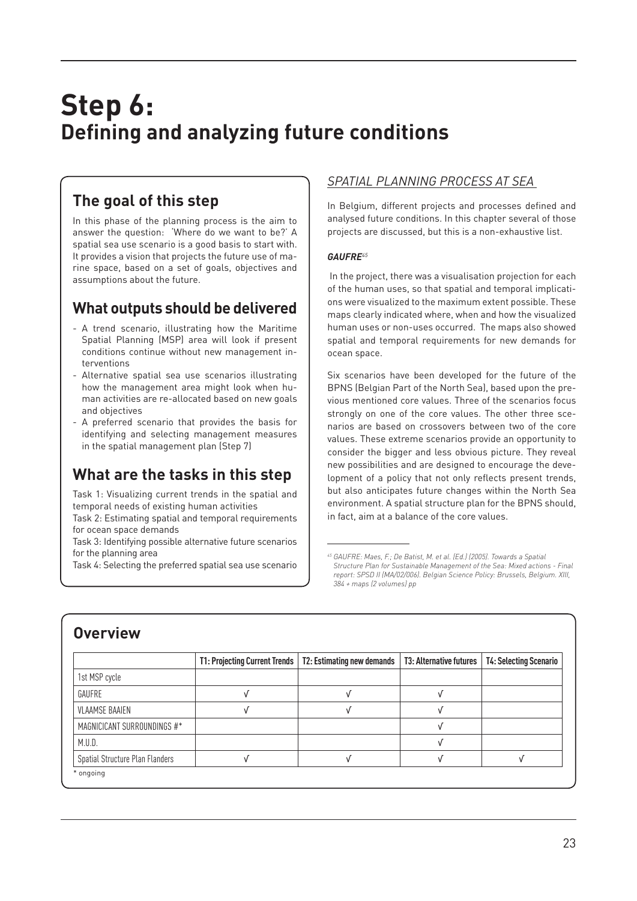# Step 6:
## Defining and analyzing future conditions

### The goal of this step

In this phase of the planning process is the aim to answer the question: 'Where do we want to be?' A spatial sea use scenario is a good basis to start with. It provides a vision that projects the future use of marine space, based on a set of goals, objectives and assumptions about the future.

### What outputs should be delivered

- A trend scenario, illustrating how the Maritime Spatial Planning (MSP) area will look if present conditions continue without new management interventions
- Alternative spatial sea use scenarios illustrating how the management area might look when human activities are re-allocated based on new goals and objectives
- A preferred scenario that provides the basis for identifying and selecting management measures in the spatial management plan (Step 7)

### What are the tasks in this step

Task 1: Visualizing current trends in the spatial and temporal needs of existing human activities

Task 2: Estimating spatial and temporal requirements for ocean space demands

Task 3: Identifying possible alternative future scenarios for the planning area

Task 4: Selecting the preferred spatial sea use scenario

### *SPATIAL PLANNING PROCESS AT SEA*

In Belgium, different projects and processes defined and analysed future conditions. In this chapter several of those projects are discussed, but this is a non-exhaustive list.

***GAUFRE***[45]

In the project, there was a visualisation projection for each of the human uses, so that spatial and temporal implications were visualized to the maximum extent possible. These maps clearly indicated where, when and how the visualized human uses or non-uses occurred. The maps also showed spatial and temporal requirements for new demands for ocean space.

Six scenarios have been developed for the future of the BPNS (Belgian Part of the North Sea), based upon the previous mentioned core values. Three of the scenarios focus strongly on one of the core values. The other three scenarios are based on crossovers between two of the core values. These extreme scenarios provide an opportunity to consider the bigger and less obvious picture. They reveal new possibilities and are designed to encourage the development of a policy that not only reflects present trends, but also anticipates future changes within the North Sea environment. A spatial structure plan for the BPNS should, in fact, aim at a balance of the core values.

[45] *GAUFRE: Maes, F.; De Batist, M. et al. (Ed.) (2005). Towards a Spatial Structure Plan for Sustainable Management of the Sea: Mixed actions - Final report: SPSD II (MA/02/006). Belgian Science Policy: Brussels, Belgium. XIII, 384 + maps (2 volumes) pp*

### Overview

| | T1: Projecting Current Trends | T2: Estimating new demands | T3: Alternative futures | T4: Selecting Scenario |
|---|---|---|---|---|
| 1st MSP cycle | | | | |
| GAUFRE | √ | √ | √ | |
| VLAAMSE BAAIEN | √ | √ | √ | |
| MAGNICICANT SURROUNDINGS #* | | | √ | |
| M.U.D. | | | √ | |
| Spatial Structure Plan Flanders | √ | √ | √ | √ |

\* ongoing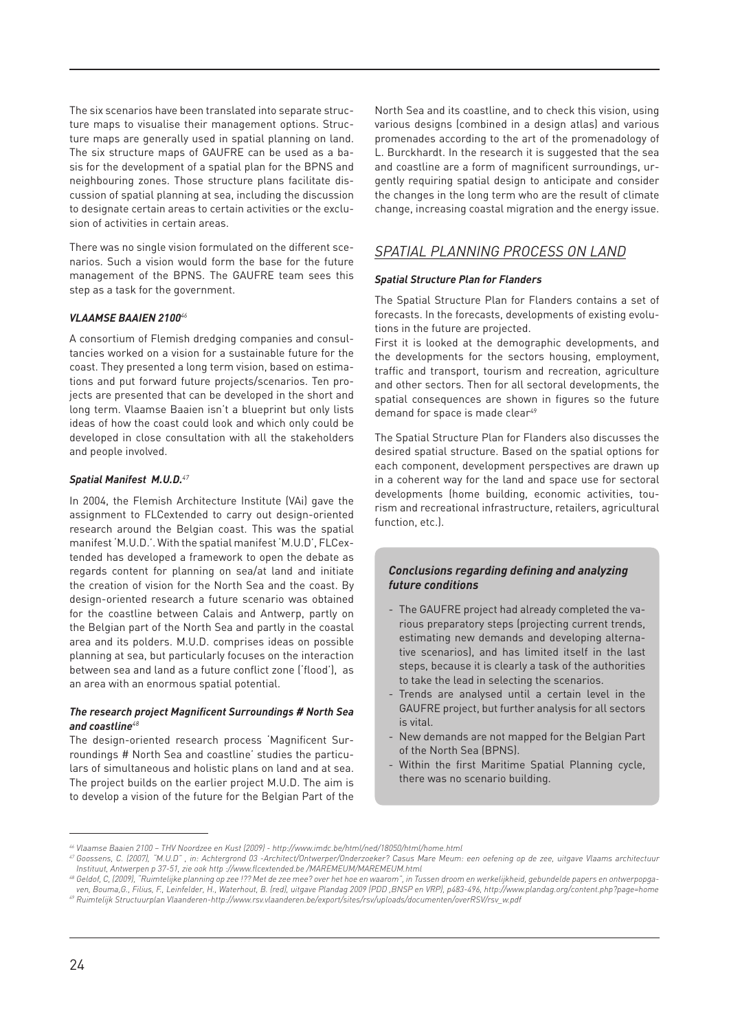The six scenarios have been translated into separate structure maps to visualise their management options. Structure maps are generally used in spatial planning on land. The six structure maps of GAUFRE can be used as a basis for the development of a spatial plan for the BPNS and neighbouring zones. Those structure plans facilitate discussion of spatial planning at sea, including the discussion to designate certain areas to certain activities or the exclusion of activities in certain areas.

There was no single vision formulated on the different scenarios. Such a vision would form the base for the future management of the BPNS. The GAUFRE team sees this step as a task for the government.

#### *VLAAMSE BAAIEN 2100*[46]

A consortium of Flemish dredging companies and consultancies worked on a vision for a sustainable future for the coast. They presented a long term vision, based on estimations and put forward future projects/scenarios. Ten projects are presented that can be developed in the short and long term. Vlaamse Baaien isn't a blueprint but only lists ideas of how the coast could look and which only could be developed in close consultation with all the stakeholders and people involved.

#### *Spatial Manifest M.U.D.*[47]

In 2004, the Flemish Architecture Institute (VAi) gave the assignment to FLCextended to carry out design-oriented research around the Belgian coast. This was the spatial manifest 'M.U.D.'. With the spatial manifest 'M.U.D', FLCextended has developed a framework to open the debate as regards content for planning on sea/at land and initiate the creation of vision for the North Sea and the coast. By design-oriented research a future scenario was obtained for the coastline between Calais and Antwerp, partly on the Belgian part of the North Sea and partly in the coastal area and its polders. M.U.D. comprises ideas on possible planning at sea, but particularly focuses on the interaction between sea and land as a future conflict zone ('flood'), as an area with an enormous spatial potential.

#### *The research project Magnificent Surroundings # North Sea and coastline*[48]

The design-oriented research process 'Magnificent Surroundings # North Sea and coastline' studies the particulars of simultaneous and holistic plans on land and at sea. The project builds on the earlier project M.U.D. The aim is to develop a vision of the future for the Belgian Part of the North Sea and its coastline, and to check this vision, using various designs (combined in a design atlas) and various promenades according to the art of the promenadology of L. Burckhardt. In the research it is suggested that the sea and coastline are a form of magnificent surroundings, urgently requiring spatial design to anticipate and consider the changes in the long term who are the result of climate change, increasing coastal migration and the energy issue.

## *SPATIAL PLANNING PROCESS ON LAND*

#### *Spatial Structure Plan for Flanders*

The Spatial Structure Plan for Flanders contains a set of forecasts. In the forecasts, developments of existing evolutions in the future are projected.

First it is looked at the demographic developments, and the developments for the sectors housing, employment, traffic and transport, tourism and recreation, agriculture and other sectors. Then for all sectoral developments, the spatial consequences are shown in figures so the future demand for space is made clear[49]

The Spatial Structure Plan for Flanders also discusses the desired spatial structure. Based on the spatial options for each component, development perspectives are drawn up in a coherent way for the land and space use for sectoral developments (home building, economic activities, tourism and recreational infrastructure, retailers, agricultural function, etc.).

#### *Conclusions regarding defining and analyzing future conditions*

- The GAUFRE project had already completed the various preparatory steps (projecting current trends, estimating new demands and developing alternative scenarios), and has limited itself in the last steps, because it is clearly a task of the authorities to take the lead in selecting the scenarios.
- Trends are analysed until a certain level in the GAUFRE project, but further analysis for all sectors is vital.
- New demands are not mapped for the Belgian Part of the North Sea (BPNS).
- Within the first Maritime Spatial Planning cycle, there was no scenario building.

---

[46] *Vlaamse Baaien 2100 – THV Noordzee en Kust (2009) - http://www.imdc.be/html/ned/18050/html/home.html*

[47] *Goossens, C. (2007), "M.U.D" , in: Achtergrond 03 -Architect/Ontwerper/Onderzoeker? Casus Mare Meum: een oefening op de zee, uitgave Vlaams architectuur Instituut, Antwerpen p 37-51, zie ook http ://www.flcextended.be /MAREMEUM/MAREMEUM.html*

[48] *Geldof, C, (2009), "Ruimtelijke planning op zee !?? Met de zee mee? over het hoe en waarom", in Tussen droom en werkelijkheid, gebundelde papers en ontwerpopgaven, Bouma,G., Filius, F., Leinfelder, H., Waterhout, B. (red), uitgave Plandag 2009 (PDD ,BNSP en VRP), p483-496, http://www.plandag.org/content.php?page=home*

[49] *Ruimtelijk Structuurplan Vlaanderen-http://www.rsv.vlaanderen.be/export/sites/rsv/uploads/documenten/overRSV/rsv_w.pdf*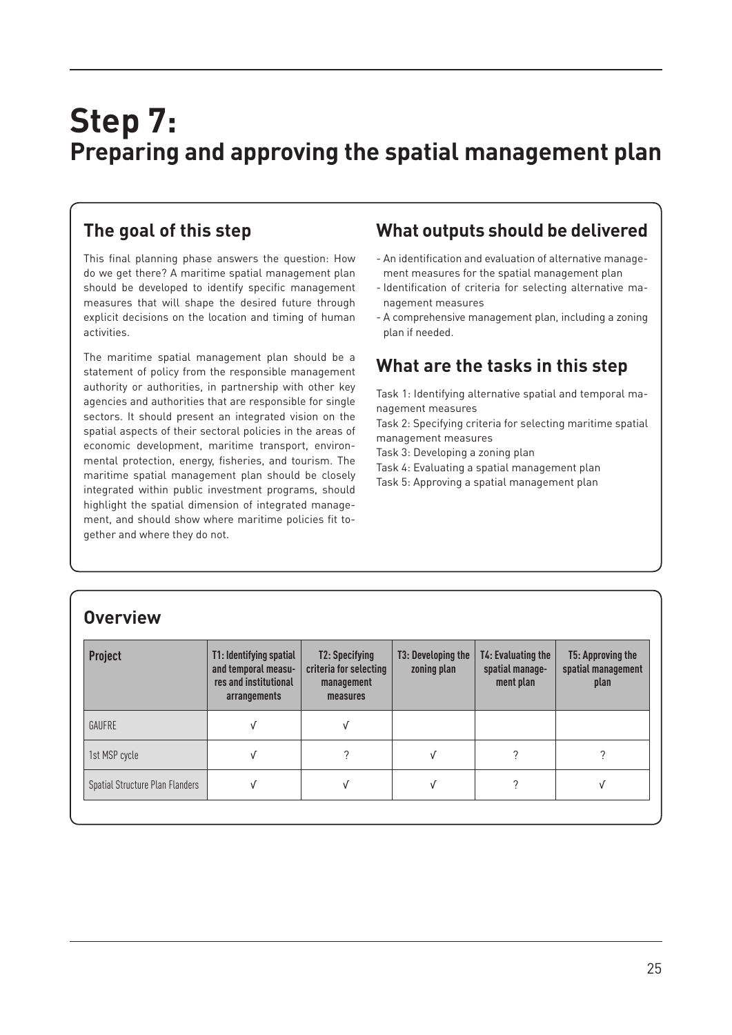# Step 7:
## Preparing and approving the spatial management plan

### The goal of this step

This final planning phase answers the question: How do we get there? A maritime spatial management plan should be developed to identify specific management measures that will shape the desired future through explicit decisions on the location and timing of human activities.

The maritime spatial management plan should be a statement of policy from the responsible management authority or authorities, in partnership with other key agencies and authorities that are responsible for single sectors. It should present an integrated vision on the spatial aspects of their sectoral policies in the areas of economic development, maritime transport, environmental protection, energy, fisheries, and tourism. The maritime spatial management plan should be closely integrated within public investment programs, should highlight the spatial dimension of integrated management, and should show where maritime policies fit together and where they do not.

### What outputs should be delivered

- An identification and evaluation of alternative management measures for the spatial management plan
- Identification of criteria for selecting alternative management measures
- A comprehensive management plan, including a zoning plan if needed.

### What are the tasks in this step

Task 1: Identifying alternative spatial and temporal management measures
Task 2: Specifying criteria for selecting maritime spatial management measures
Task 3: Developing a zoning plan
Task 4: Evaluating a spatial management plan
Task 5: Approving a spatial management plan

### Overview

| Project | T1: Identifying spatial and temporal measures and institutional arrangements | T2: Specifying criteria for selecting management measures | T3: Developing the zoning plan | T4: Evaluating the spatial management plan | T5: Approving the spatial management plan |
|---|---|---|---|---|---|
| GAUFRE | √ | √ | | | |
| 1st MSP cycle | √ | ? | √ | ? | ? |
| Spatial Structure Plan Flanders | √ | √ | √ | ? | √ |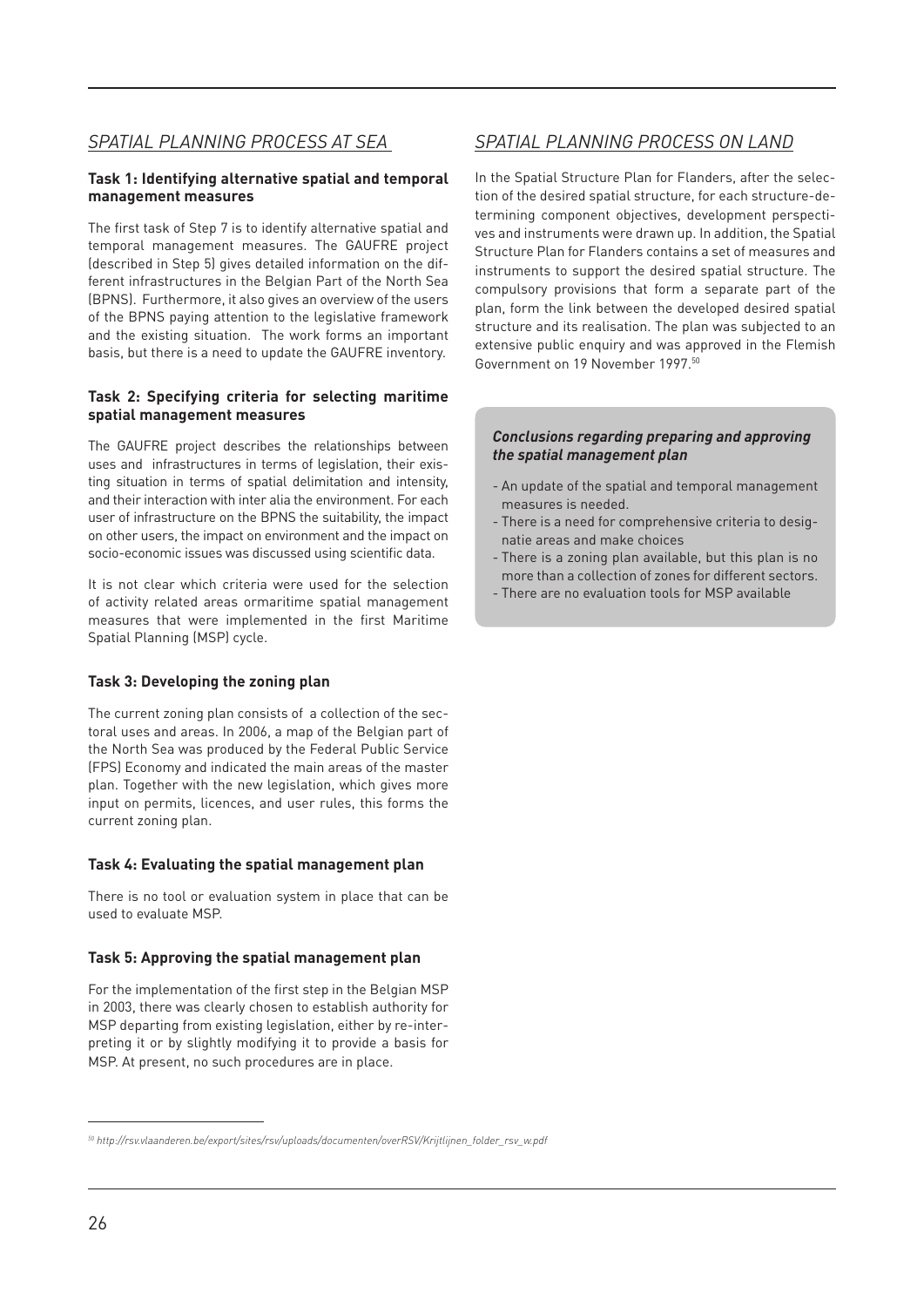## *SPATIAL PLANNING PROCESS AT SEA*

**Task 1: Identifying alternative spatial and temporal management measures**

The first task of Step 7 is to identify alternative spatial and temporal management measures. The GAUFRE project (described in Step 5) gives detailed information on the different infrastructures in the Belgian Part of the North Sea (BPNS). Furthermore, it also gives an overview of the users of the BPNS paying attention to the legislative framework and the existing situation. The work forms an important basis, but there is a need to update the GAUFRE inventory.

**Task 2: Specifying criteria for selecting maritime spatial management measures**

The GAUFRE project describes the relationships between uses and infrastructures in terms of legislation, their existing situation in terms of spatial delimitation and intensity, and their interaction with inter alia the environment. For each user of infrastructure on the BPNS the suitability, the impact on other users, the impact on environment and the impact on socio-economic issues was discussed using scientific data.

It is not clear which criteria were used for the selection of activity related areas ormaritime spatial management measures that were implemented in the first Maritime Spatial Planning (MSP) cycle.

**Task 3: Developing the zoning plan**

The current zoning plan consists of a collection of the sectoral uses and areas. In 2006, a map of the Belgian part of the North Sea was produced by the Federal Public Service (FPS) Economy and indicated the main areas of the master plan. Together with the new legislation, which gives more input on permits, licences, and user rules, this forms the current zoning plan.

**Task 4: Evaluating the spatial management plan**

There is no tool or evaluation system in place that can be used to evaluate MSP.

**Task 5: Approving the spatial management plan**

For the implementation of the first step in the Belgian MSP in 2003, there was clearly chosen to establish authority for MSP departing from existing legislation, either by re-interpreting it or by slightly modifying it to provide a basis for MSP. At present, no such procedures are in place.

## *SPATIAL PLANNING PROCESS ON LAND*

In the Spatial Structure Plan for Flanders, after the selection of the desired spatial structure, for each structure-determining component objectives, development perspectives and instruments were drawn up. In addition, the Spatial Structure Plan for Flanders contains a set of measures and instruments to support the desired spatial structure. The compulsory provisions that form a separate part of the plan, form the link between the developed desired spatial structure and its realisation. The plan was subjected to an extensive public enquiry and was approved in the Flemish Government on 19 November 1997.[50]

***Conclusions regarding preparing and approving the spatial management plan***

- An update of the spatial and temporal management measures is needed.
- There is a need for comprehensive criteria to designatie areas and make choices
- There is a zoning plan available, but this plan is no more than a collection of zones for different sectors.
- There are no evaluation tools for MSP available

[50] http://rsv.vlaanderen.be/export/sites/rsv/uploads/documenten/overRSV/Krijtlijnen_folder_rsv_w.pdf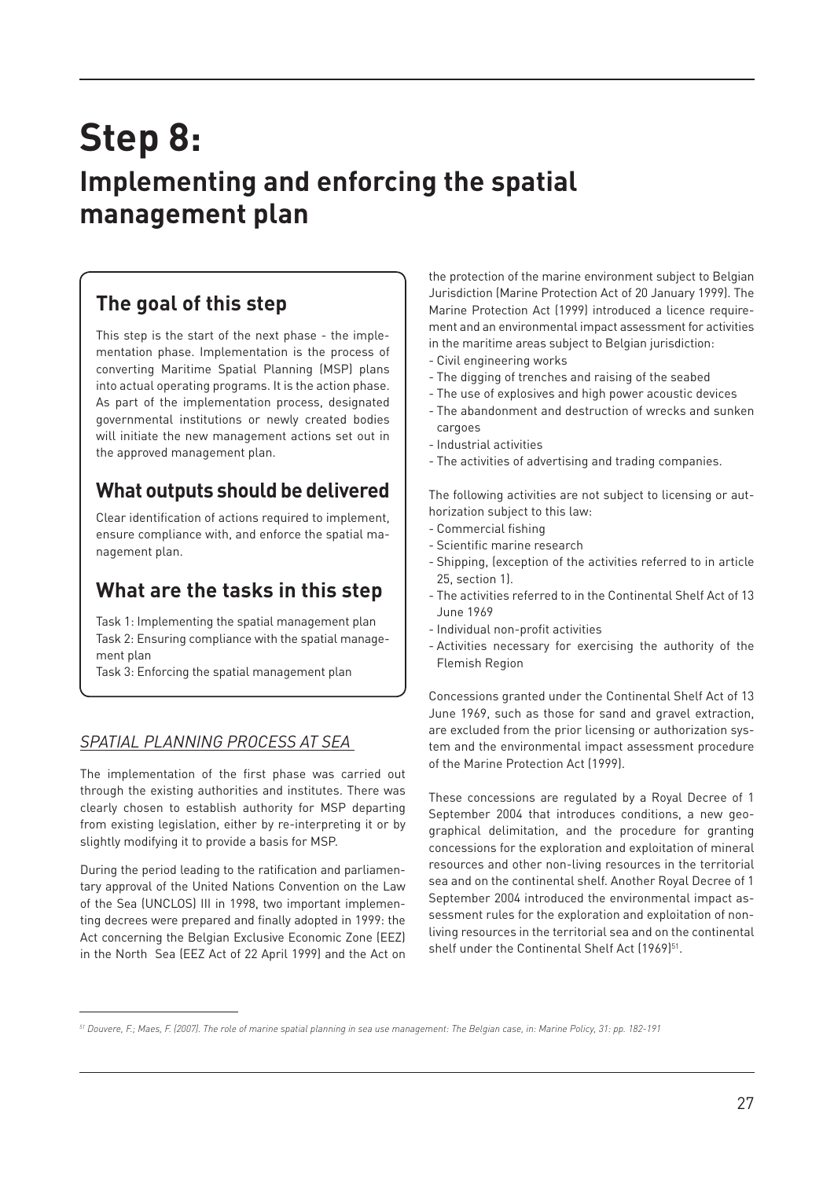# Step 8:

## Implementing and enforcing the spatial management plan

### The goal of this step

This step is the start of the next phase - the implementation phase. Implementation is the process of converting Maritime Spatial Planning (MSP) plans into actual operating programs. It is the action phase. As part of the implementation process, designated governmental institutions or newly created bodies will initiate the new management actions set out in the approved management plan.

### What outputs should be delivered

Clear identification of actions required to implement, ensure compliance with, and enforce the spatial management plan.

### What are the tasks in this step

Task 1: Implementing the spatial management plan
Task 2: Ensuring compliance with the spatial management plan
Task 3: Enforcing the spatial management plan

### *SPATIAL PLANNING PROCESS AT SEA*

The implementation of the first phase was carried out through the existing authorities and institutes. There was clearly chosen to establish authority for MSP departing from existing legislation, either by re-interpreting it or by slightly modifying it to provide a basis for MSP.

During the period leading to the ratification and parliamentary approval of the United Nations Convention on the Law of the Sea (UNCLOS) III in 1998, two important implementing decrees were prepared and finally adopted in 1999: the Act concerning the Belgian Exclusive Economic Zone (EEZ) in the North Sea (EEZ Act of 22 April 1999) and the Act on the protection of the marine environment subject to Belgian Jurisdiction (Marine Protection Act of 20 January 1999). The Marine Protection Act (1999) introduced a licence requirement and an environmental impact assessment for activities in the maritime areas subject to Belgian jurisdiction:

- Civil engineering works
- The digging of trenches and raising of the seabed
- The use of explosives and high power acoustic devices
- The abandonment and destruction of wrecks and sunken cargoes
- Industrial activities
- The activities of advertising and trading companies.

The following activities are not subject to licensing or authorization subject to this law:

- Commercial fishing
- Scientific marine research
- Shipping, (exception of the activities referred to in article 25, section 1).
- The activities referred to in the Continental Shelf Act of 13 June 1969
- Individual non-profit activities
- Activities necessary for exercising the authority of the Flemish Region

Concessions granted under the Continental Shelf Act of 13 June 1969, such as those for sand and gravel extraction, are excluded from the prior licensing or authorization system and the environmental impact assessment procedure of the Marine Protection Act (1999).

These concessions are regulated by a Royal Decree of 1 September 2004 that introduces conditions, a new geographical delimitation, and the procedure for granting concessions for the exploration and exploitation of mineral resources and other non-living resources in the territorial sea and on the continental shelf. Another Royal Decree of 1 September 2004 introduced the environmental impact assessment rules for the exploration and exploitation of non-living resources in the territorial sea and on the continental shelf under the Continental Shelf Act (1969)[51].

[51] *Douvere, F.; Maes, F. (2007). The role of marine spatial planning in sea use management: The Belgian case, in: Marine Policy, 31: pp. 182-191*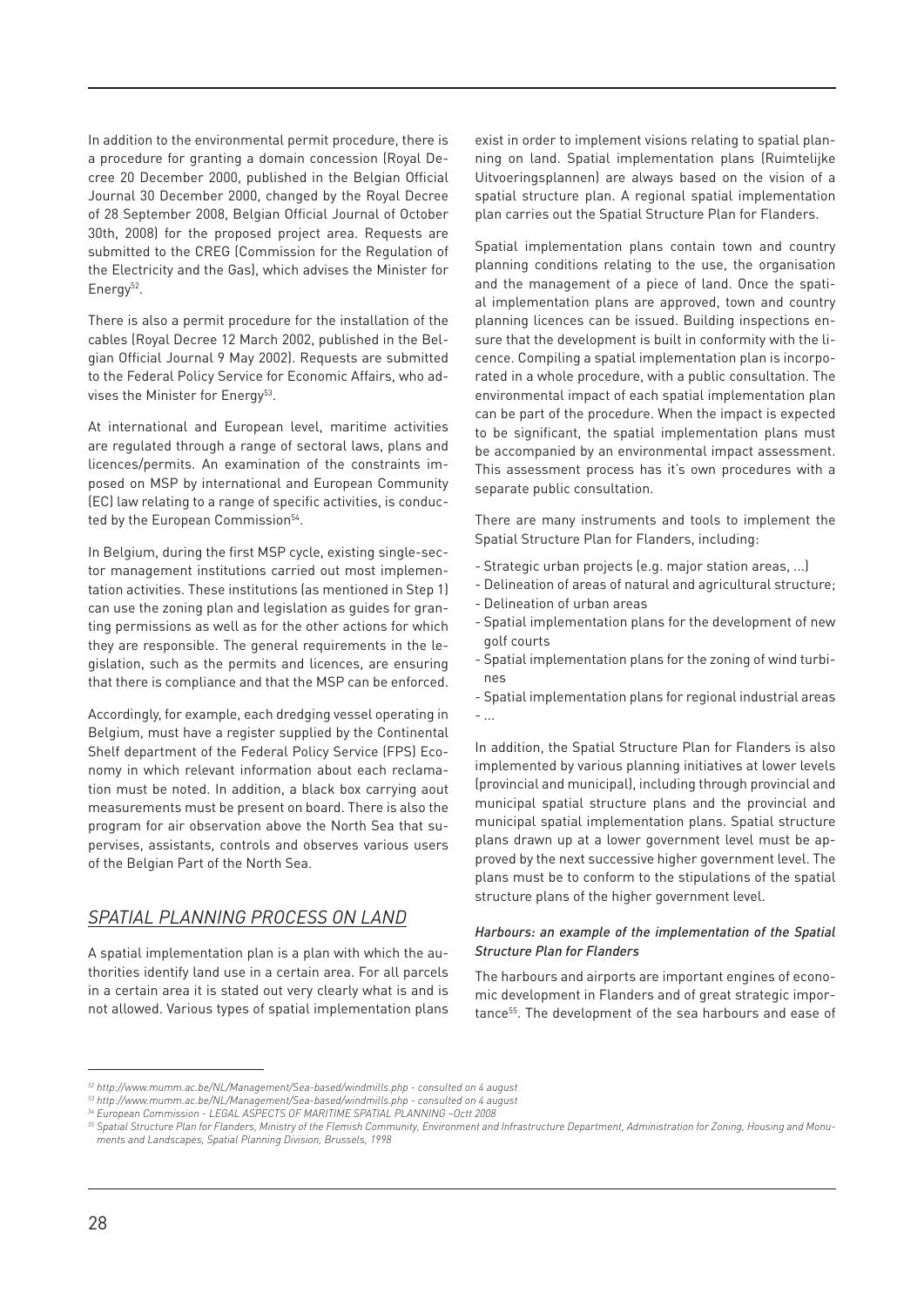In addition to the environmental permit procedure, there is a procedure for granting a domain concession (Royal Decree 20 December 2000, published in the Belgian Official Journal 30 December 2000, changed by the Royal Decree of 28 September 2008, Belgian Official Journal of October 30th, 2008) for the proposed project area. Requests are submitted to the CREG (Commission for the Regulation of the Electricity and the Gas), which advises the Minister for Energy[52].

There is also a permit procedure for the installation of the cables (Royal Decree 12 March 2002, published in the Belgian Official Journal 9 May 2002). Requests are submitted to the Federal Policy Service for Economic Affairs, who advises the Minister for Energy[53].

At international and European level, maritime activities are regulated through a range of sectoral laws, plans and licences/permits. An examination of the constraints imposed on MSP by international and European Community (EC) law relating to a range of specific activities, is conducted by the European Commission[54].

In Belgium, during the first MSP cycle, existing single-sector management institutions carried out most implementation activities. These institutions (as mentioned in Step 1) can use the zoning plan and legislation as guides for granting permissions as well as for the other actions for which they are responsible. The general requirements in the legislation, such as the permits and licences, are ensuring that there is compliance and that the MSP can be enforced.

Accordingly, for example, each dredging vessel operating in Belgium, must have a register supplied by the Continental Shelf department of the Federal Policy Service (FPS) Economy in which relevant information about each reclamation must be noted. In addition, a black box carrying aout measurements must be present on board. There is also the program for air observation above the North Sea that supervises, assistants, controls and observes various users of the Belgian Part of the North Sea.

## SPATIAL PLANNING PROCESS ON LAND

A spatial implementation plan is a plan with which the authorities identify land use in a certain area. For all parcels in a certain area it is stated out very clearly what is and is not allowed. Various types of spatial implementation plans exist in order to implement visions relating to spatial planning on land. Spatial implementation plans (Ruimtelijke Uitvoeringsplannen) are always based on the vision of a spatial structure plan. A regional spatial implementation plan carries out the Spatial Structure Plan for Flanders.

Spatial implementation plans contain town and country planning conditions relating to the use, the organisation and the management of a piece of land. Once the spatial implementation plans are approved, town and country planning licences can be issued. Building inspections ensure that the development is built in conformity with the licence. Compiling a spatial implementation plan is incorporated in a whole procedure, with a public consultation. The environmental impact of each spatial implementation plan can be part of the procedure. When the impact is expected to be significant, the spatial implementation plans must be accompanied by an environmental impact assessment. This assessment process has it's own procedures with a separate public consultation.

There are many instruments and tools to implement the Spatial Structure Plan for Flanders, including:

- Strategic urban projects (e.g. major station areas, ...)
- Delineation of areas of natural and agricultural structure;
- Delineation of urban areas
- Spatial implementation plans for the development of new golf courts
- Spatial implementation plans for the zoning of wind turbines
- Spatial implementation plans for regional industrial areas
- ...

In addition, the Spatial Structure Plan for Flanders is also implemented by various planning initiatives at lower levels (provincial and municipal), including through provincial and municipal spatial structure plans and the provincial and municipal spatial implementation plans. Spatial structure plans drawn up at a lower government level must be approved by the next successive higher government level. The plans must be to conform to the stipulations of the spatial structure plans of the higher government level.

### *Harbours: an example of the implementation of the Spatial Structure Plan for Flanders*

The harbours and airports are important engines of economic development in Flanders and of great strategic importance[55]. The development of the sea harbours and ease of

[52] http://www.mumm.ac.be/NL/Management/Sea-based/windmills.php - consulted on 4 august

[53] http://www.mumm.ac.be/NL/Management/Sea-based/windmills.php - consulted on 4 august

[54] European Commission - LEGAL ASPECTS OF MARITIME SPATIAL PLANNING –Octt 2008

[55] Spatial Structure Plan for Flanders, Ministry of the Flemish Community, Environment and Infrastructure Department, Administration for Zoning, Housing and Monuments and Landscapes, Spatial Planning Division, Brussels, 1998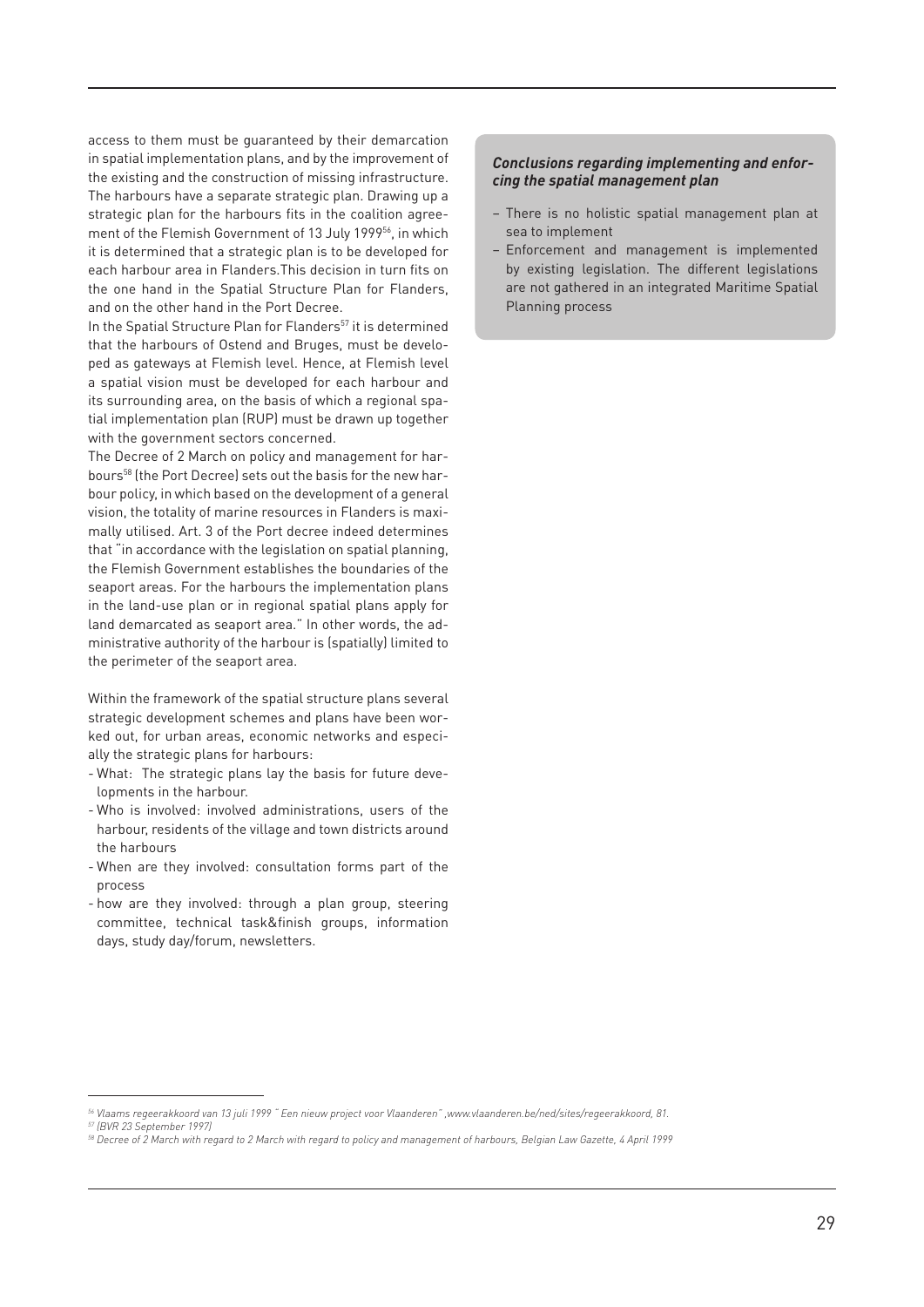access to them must be guaranteed by their demarcation in spatial implementation plans, and by the improvement of the existing and the construction of missing infrastructure. The harbours have a separate strategic plan. Drawing up a strategic plan for the harbours fits in the coalition agreement of the Flemish Government of 13 July 1999[56], in which it is determined that a strategic plan is to be developed for each harbour area in Flanders.This decision in turn fits on the one hand in the Spatial Structure Plan for Flanders, and on the other hand in the Port Decree.

In the Spatial Structure Plan for Flanders[57] it is determined that the harbours of Ostend and Bruges, must be developed as gateways at Flemish level. Hence, at Flemish level a spatial vision must be developed for each harbour and its surrounding area, on the basis of which a regional spatial implementation plan (RUP) must be drawn up together with the government sectors concerned.

The Decree of 2 March on policy and management for harbours[58] (the Port Decree) sets out the basis for the new harbour policy, in which based on the development of a general vision, the totality of marine resources in Flanders is maximally utilised. Art. 3 of the Port decree indeed determines that "in accordance with the legislation on spatial planning, the Flemish Government establishes the boundaries of the seaport areas. For the harbours the implementation plans in the land-use plan or in regional spatial plans apply for land demarcated as seaport area." In other words, the administrative authority of the harbour is (spatially) limited to the perimeter of the seaport area.

Within the framework of the spatial structure plans several strategic development schemes and plans have been worked out, for urban areas, economic networks and especially the strategic plans for harbours:

- What: The strategic plans lay the basis for future developments in the harbour.
- Who is involved: involved administrations, users of the harbour, residents of the village and town districts around the harbours
- When are they involved: consultation forms part of the process
- how are they involved: through a plan group, steering committee, technical task&finish groups, information days, study day/forum, newsletters.

***Conclusions regarding implementing and enforcing the spatial management plan***

- There is no holistic spatial management plan at sea to implement
- Enforcement and management is implemented by existing legislation. The different legislations are not gathered in an integrated Maritime Spatial Planning process

[56] *Vlaams regeerakkoord van 13 juli 1999 " Een nieuw project voor Vlaanderen" ,www.vlaanderen.be/ned/sites/regeerakkoord, 81.*

[57] *(BVR 23 September 1997)*

[58] *Decree of 2 March with regard to 2 March with regard to policy and management of harbours, Belgian Law Gazette, 4 April 1999*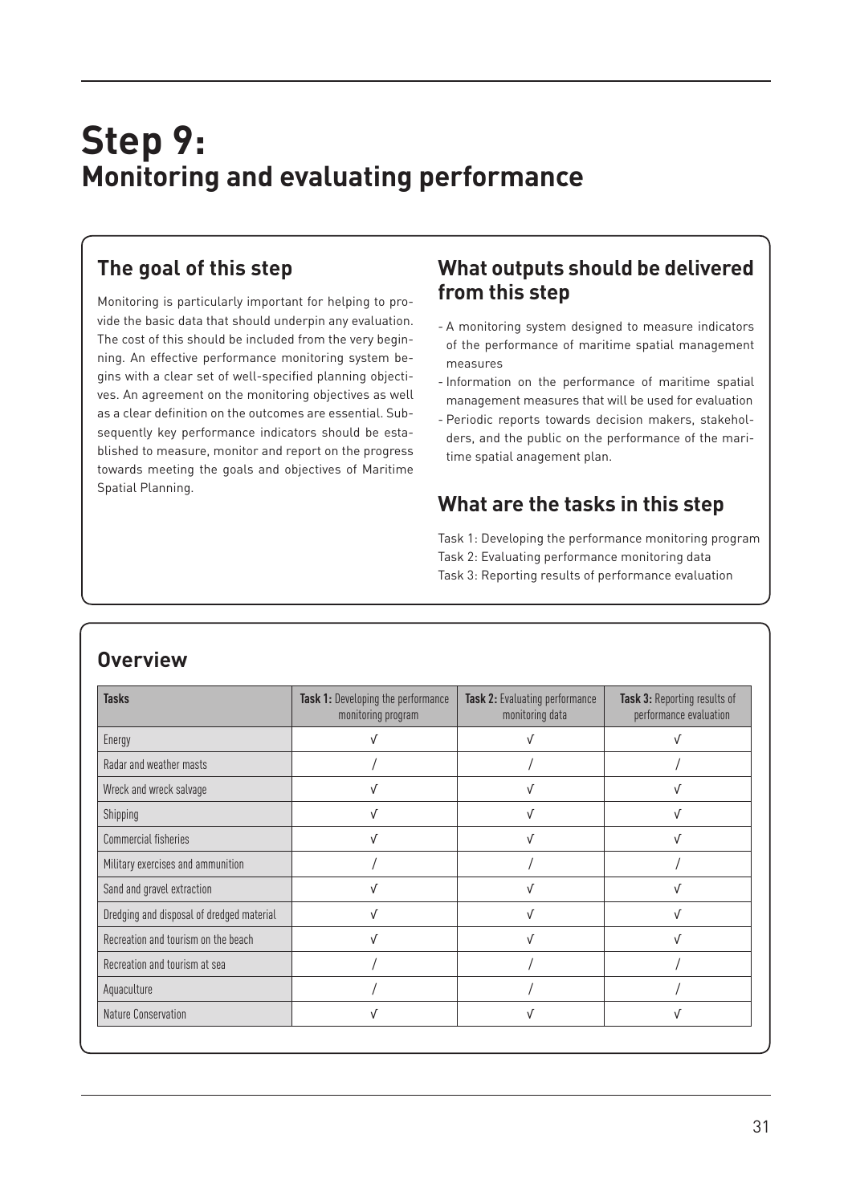# Step 9: Monitoring and evaluating performance

## The goal of this step

Monitoring is particularly important for helping to provide the basic data that should underpin any evaluation. The cost of this should be included from the very beginning. An effective performance monitoring system begins with a clear set of well-specified planning objectives. An agreement on the monitoring objectives as well as a clear definition on the outcomes are essential. Subsequently key performance indicators should be established to measure, monitor and report on the progress towards meeting the goals and objectives of Maritime Spatial Planning.

## What outputs should be delivered from this step

- A monitoring system designed to measure indicators of the performance of maritime spatial management measures
- Information on the performance of maritime spatial management measures that will be used for evaluation
- Periodic reports towards decision makers, stakeholders, and the public on the performance of the maritime spatial anagement plan.

## What are the tasks in this step

Task 1: Developing the performance monitoring program
Task 2: Evaluating performance monitoring data
Task 3: Reporting results of performance evaluation

## Overview

| Tasks | **Task 1:** Developing the performance monitoring program | **Task 2:** Evaluating performance monitoring data | **Task 3:** Reporting results of performance evaluation |
|---|---|---|---|
| Energy | √ | √ | √ |
| Radar and weather masts | / | / | / |
| Wreck and wreck salvage | √ | √ | √ |
| Shipping | √ | √ | √ |
| Commercial fisheries | √ | √ | √ |
| Military exercises and ammunition | / | / | / |
| Sand and gravel extraction | √ | √ | √ |
| Dredging and disposal of dredged material | √ | √ | √ |
| Recreation and tourism on the beach | √ | √ | √ |
| Recreation and tourism at sea | / | / | / |
| Aquaculture | / | / | / |
| Nature Conservation | √ | √ | √ |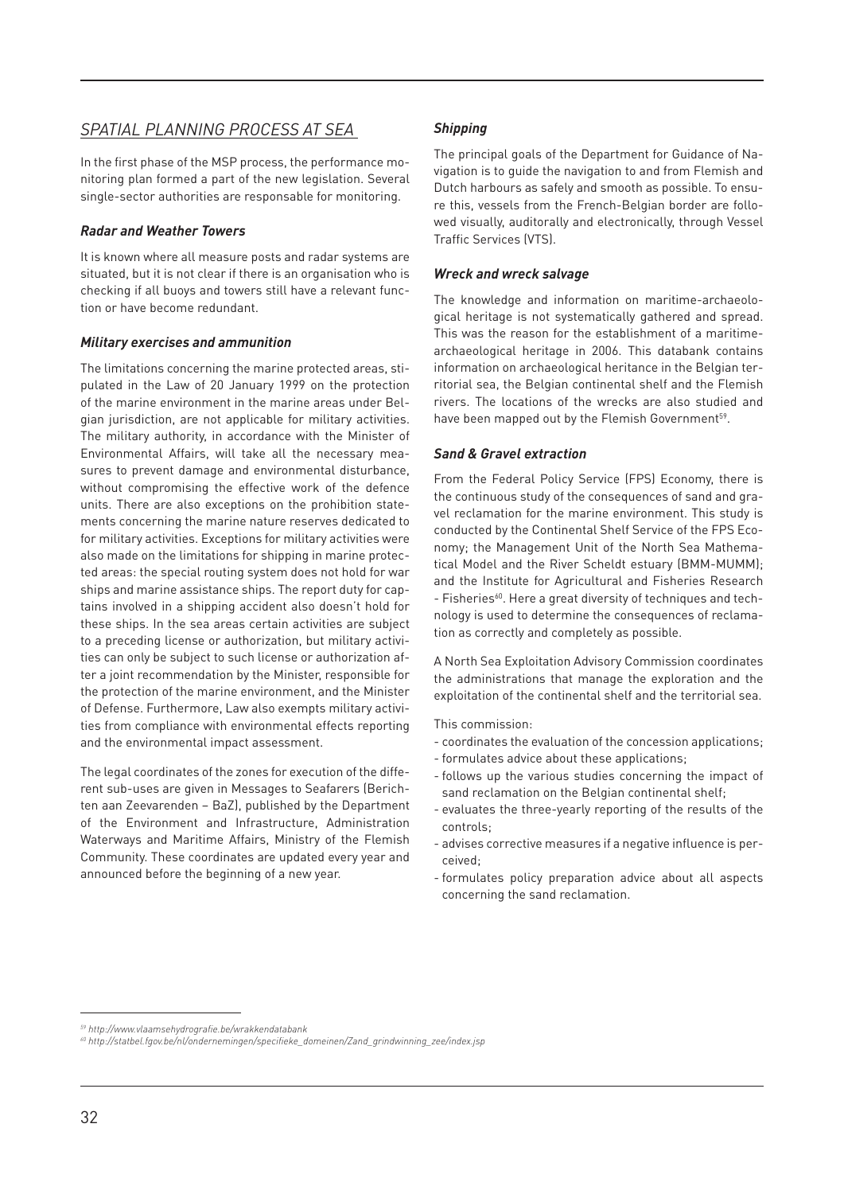## SPATIAL PLANNING PROCESS AT SEA

In the first phase of the MSP process, the performance monitoring plan formed a part of the new legislation. Several single-sector authorities are responsable for monitoring.

### *Radar and Weather Towers*

It is known where all measure posts and radar systems are situated, but it is not clear if there is an organisation who is checking if all buoys and towers still have a relevant function or have become redundant.

### *Military exercises and ammunition*

The limitations concerning the marine protected areas, stipulated in the Law of 20 January 1999 on the protection of the marine environment in the marine areas under Belgian jurisdiction, are not applicable for military activities. The military authority, in accordance with the Minister of Environmental Affairs, will take all the necessary measures to prevent damage and environmental disturbance, without compromising the effective work of the defence units. There are also exceptions on the prohibition statements concerning the marine nature reserves dedicated to for military activities. Exceptions for military activities were also made on the limitations for shipping in marine protected areas: the special routing system does not hold for war ships and marine assistance ships. The report duty for captains involved in a shipping accident also doesn't hold for these ships. In the sea areas certain activities are subject to a preceding license or authorization, but military activities can only be subject to such license or authorization after a joint recommendation by the Minister, responsible for the protection of the marine environment, and the Minister of Defense. Furthermore, Law also exempts military activities from compliance with environmental effects reporting and the environmental impact assessment.

The legal coordinates of the zones for execution of the different sub-uses are given in Messages to Seafarers (Berichten aan Zeevarenden – BaZ), published by the Department of the Environment and Infrastructure, Administration Waterways and Maritime Affairs, Ministry of the Flemish Community. These coordinates are updated every year and announced before the beginning of a new year.

### *Shipping*

The principal goals of the Department for Guidance of Navigation is to guide the navigation to and from Flemish and Dutch harbours as safely and smooth as possible. To ensure this, vessels from the French-Belgian border are followed visually, auditorally and electronically, through Vessel Traffic Services (VTS).

### *Wreck and wreck salvage*

The knowledge and information on maritime-archaeological heritage is not systematically gathered and spread. This was the reason for the establishment of a maritime-archaeological heritage in 2006. This databank contains information on archaeological heritance in the Belgian territorial sea, the Belgian continental shelf and the Flemish rivers. The locations of the wrecks are also studied and have been mapped out by the Flemish Government[59].

### *Sand & Gravel extraction*

From the Federal Policy Service (FPS) Economy, there is the continuous study of the consequences of sand and gravel reclamation for the marine environment. This study is conducted by the Continental Shelf Service of the FPS Economy; the Management Unit of the North Sea Mathematical Model and the River Scheldt estuary (BMM-MUMM); and the Institute for Agricultural and Fisheries Research - Fisheries[60]. Here a great diversity of techniques and technology is used to determine the consequences of reclamation as correctly and completely as possible.

A North Sea Exploitation Advisory Commission coordinates the administrations that manage the exploration and the exploitation of the continental shelf and the territorial sea.

This commission:

- coordinates the evaluation of the concession applications;
- formulates advice about these applications;
- follows up the various studies concerning the impact of sand reclamation on the Belgian continental shelf;
- evaluates the three-yearly reporting of the results of the controls;
- advises corrective measures if a negative influence is perceived;
- formulates policy preparation advice about all aspects concerning the sand reclamation.

---

[59] http://www.vlaamsehydrografie.be/wrakkendatabank

[60] http://statbel.fgov.be/nl/ondernemingen/specifieke_domeinen/Zand_grindwinning_zee/index.jsp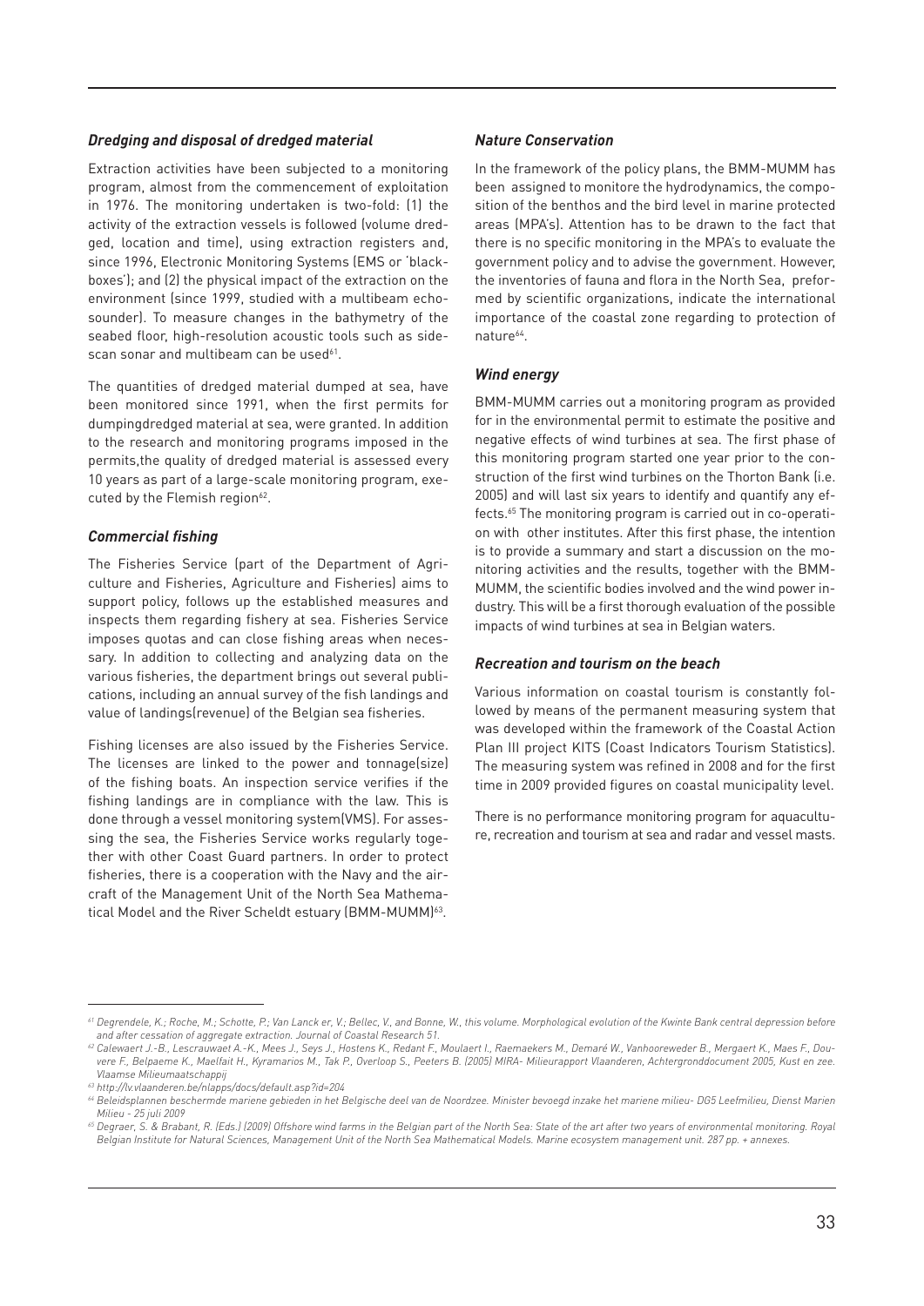### *Dredging and disposal of dredged material*

Extraction activities have been subjected to a monitoring program, almost from the commencement of exploitation in 1976. The monitoring undertaken is two-fold: (1) the activity of the extraction vessels is followed (volume dredged, location and time), using extraction registers and, since 1996, Electronic Monitoring Systems (EMS or 'black-boxes'); and (2) the physical impact of the extraction on the environment (since 1999, studied with a multibeam echo-sounder). To measure changes in the bathymetry of the seabed floor, high-resolution acoustic tools such as side-scan sonar and multibeam can be used[61].

The quantities of dredged material dumped at sea, have been monitored since 1991, when the first permits for dumpingdredged material at sea, were granted. In addition to the research and monitoring programs imposed in the permits,the quality of dredged material is assessed every 10 years as part of a large-scale monitoring program, executed by the Flemish region[62].

### *Commercial fishing*

The Fisheries Service (part of the Department of Agriculture and Fisheries, Agriculture and Fisheries) aims to support policy, follows up the established measures and inspects them regarding fishery at sea. Fisheries Service imposes quotas and can close fishing areas when necessary. In addition to collecting and analyzing data on the various fisheries, the department brings out several publications, including an annual survey of the fish landings and value of landings(revenue) of the Belgian sea fisheries.

Fishing licenses are also issued by the Fisheries Service. The licenses are linked to the power and tonnage(size) of the fishing boats. An inspection service verifies if the fishing landings are in compliance with the law. This is done through a vessel monitoring system(VMS). For assessing the sea, the Fisheries Service works regularly together with other Coast Guard partners. In order to protect fisheries, there is a cooperation with the Navy and the aircraft of the Management Unit of the North Sea Mathematical Model and the River Scheldt estuary (BMM-MUMM)[63].

### *Nature Conservation*

In the framework of the policy plans, the BMM-MUMM has been assigned to monitore the hydrodynamics, the composition of the benthos and the bird level in marine protected areas (MPA's). Attention has to be drawn to the fact that there is no specific monitoring in the MPA's to evaluate the government policy and to advise the government. However, the inventories of fauna and flora in the North Sea, preformed by scientific organizations, indicate the international importance of the coastal zone regarding to protection of nature[64].

### *Wind energy*

BMM-MUMM carries out a monitoring program as provided for in the environmental permit to estimate the positive and negative effects of wind turbines at sea. The first phase of this monitoring program started one year prior to the construction of the first wind turbines on the Thorton Bank (i.e. 2005) and will last six years to identify and quantify any effects.[65] The monitoring program is carried out in co-operation with other institutes. After this first phase, the intention is to provide a summary and start a discussion on the monitoring activities and the results, together with the BMM-MUMM, the scientific bodies involved and the wind power industry. This will be a first thorough evaluation of the possible impacts of wind turbines at sea in Belgian waters.

### *Recreation and tourism on the beach*

Various information on coastal tourism is constantly followed by means of the permanent measuring system that was developed within the framework of the Coastal Action Plan III project KITS (Coast Indicators Tourism Statistics). The measuring system was refined in 2008 and for the first time in 2009 provided figures on coastal municipality level.

There is no performance monitoring program for aquaculture, recreation and tourism at sea and radar and vessel masts.

---

[61] *Degrendele, K.; Roche, M.; Schotte, P.; Van Lanck er, V.; Bellec, V., and Bonne, W., this volume. Morphological evolution of the Kwinte Bank central depression before and after cessation of aggregate extraction. Journal of Coastal Research 51.*

[62] *Calewaert J.-B., Lescrauwaet A.-K., Mees J., Seys J., Hostens K., Redant F., Moulaert I., Raemaekers M., Demaré W., Vanhooreweder B., Mergaert K., Maes F., Douvere F., Belpaeme K., Maelfait H., Kyramarios M., Tak P., Overloop S., Peeters B. (2005) MIRA- Milieurapport Vlaanderen, Achtergronddocument 2005, Kust en zee. Vlaamse Milieumaatschappij*

[63] *http://lv.vlaanderen.be/nlapps/docs/default.asp?id=204*

[64] *Beleidsplannen beschermde mariene gebieden in het Belgische deel van de Noordzee. Minister bevoegd inzake het mariene milieu- DG5 Leefmilieu, Dienst Marien Milieu - 25 juli 2009*

[65] *Degraer, S. & Brabant, R. (Eds.) (2009) Offshore wind farms in the Belgian part of the North Sea: State of the art after two years of environmental monitoring. Royal Belgian Institute for Natural Sciences, Management Unit of the North Sea Mathematical Models. Marine ecosystem management unit. 287 pp. + annexes.*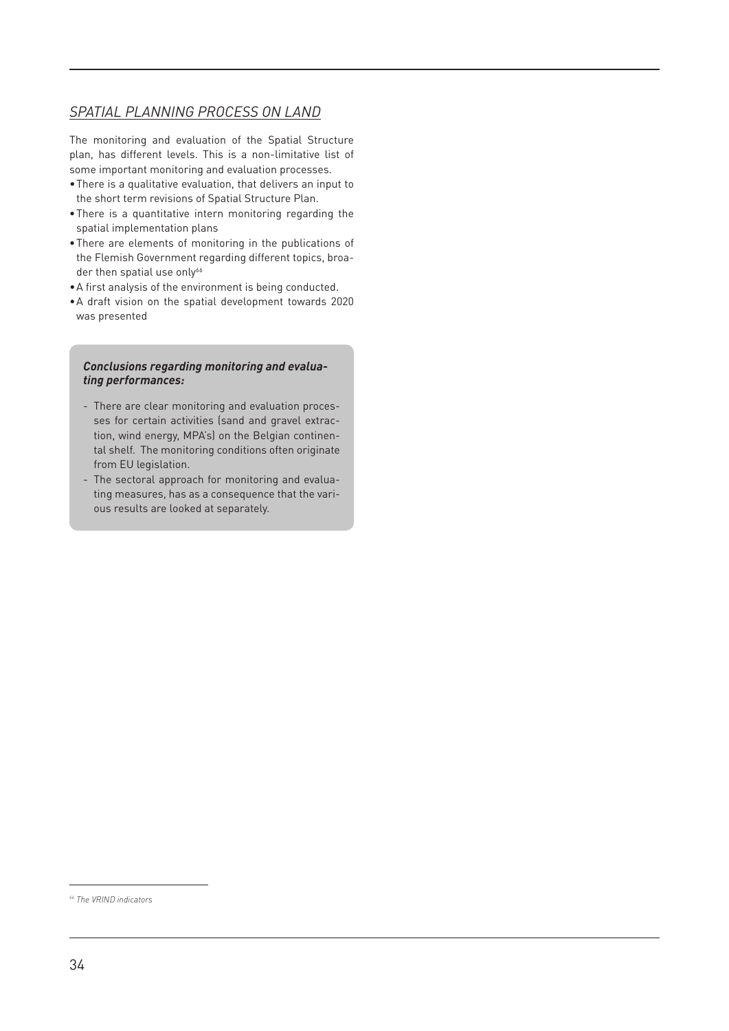## *SPATIAL PLANNING PROCESS ON LAND*

The monitoring and evaluation of the Spatial Structure plan, has different levels. This is a non-limitative list of some important monitoring and evaluation processes.

- There is a qualitative evaluation, that delivers an input to the short term revisions of Spatial Structure Plan.
- There is a quantitative intern monitoring regarding the spatial implementation plans
- There are elements of monitoring in the publications of the Flemish Government regarding different topics, broader then spatial use only[66]
- A first analysis of the environment is being conducted.
- A draft vision on the spatial development towards 2020 was presented

> ***Conclusions regarding monitoring and evaluating performances:***
>
> - There are clear monitoring and evaluation processes for certain activities (sand and gravel extraction, wind energy, MPA's) on the Belgian continental shelf. The monitoring conditions often originate from EU legislation.
> - The sectoral approach for monitoring and evaluating measures, has as a consequence that the various results are looked at separately.

[66] *The VRIND indicators*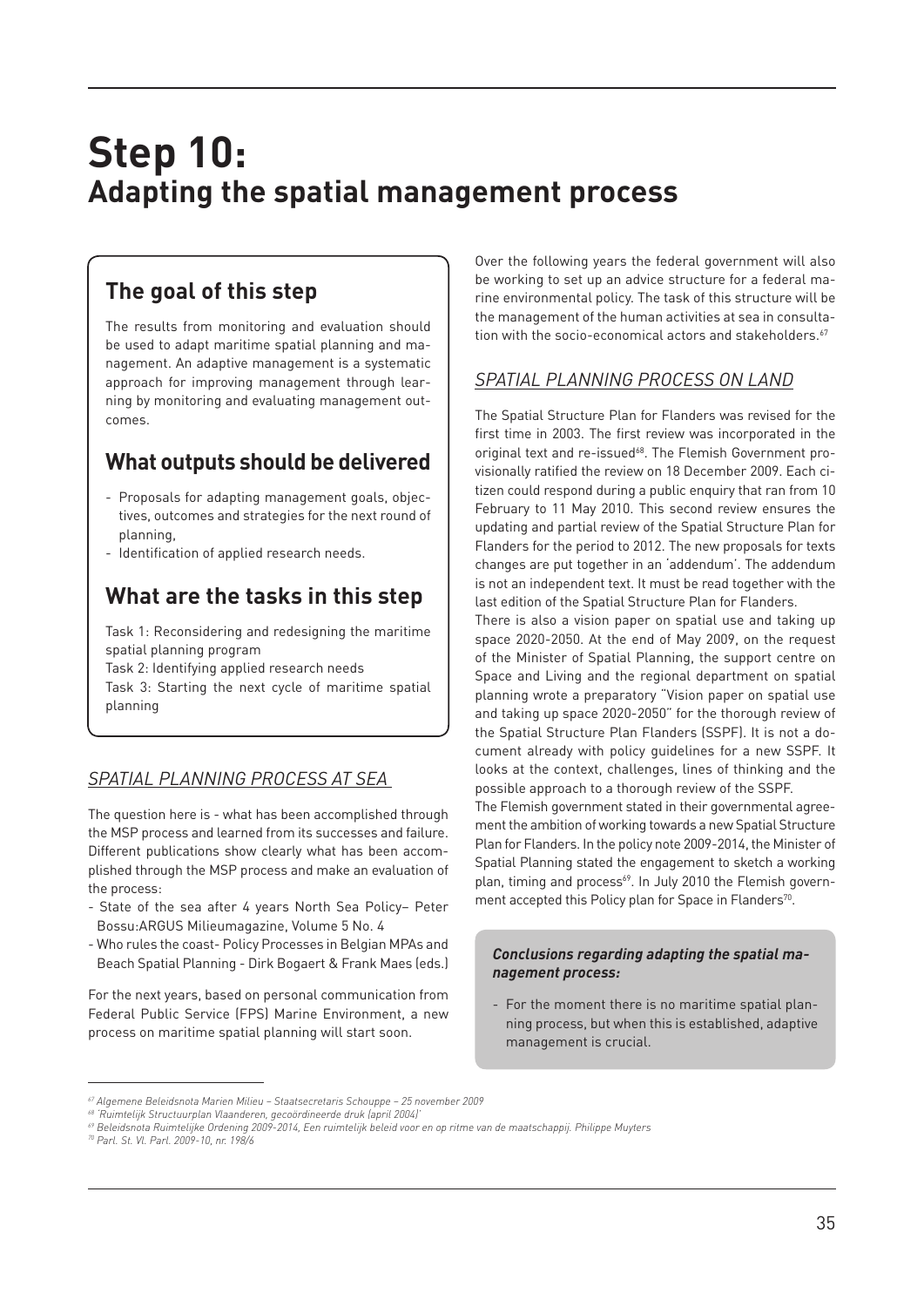# Step 10: Adapting the spatial management process

## The goal of this step

The results from monitoring and evaluation should be used to adapt maritime spatial planning and management. An adaptive management is a systematic approach for improving management through learning by monitoring and evaluating management outcomes.

## What outputs should be delivered

- Proposals for adapting management goals, objectives, outcomes and strategies for the next round of planning,
- Identification of applied research needs.

## What are the tasks in this step

Task 1: Reconsidering and redesigning the maritime spatial planning program

Task 2: Identifying applied research needs

Task 3: Starting the next cycle of maritime spatial planning

### *SPATIAL PLANNING PROCESS AT SEA*

The question here is - what has been accomplished through the MSP process and learned from its successes and failure. Different publications show clearly what has been accomplished through the MSP process and make an evaluation of the process:

- State of the sea after 4 years North Sea Policy– Peter Bossu:ARGUS Milieumagazine, Volume 5 No. 4
- Who rules the coast- Policy Processes in Belgian MPAs and Beach Spatial Planning - Dirk Bogaert & Frank Maes (eds.)

For the next years, based on personal communication from Federal Public Service (FPS) Marine Environment, a new process on maritime spatial planning will start soon.

Over the following years the federal government will also be working to set up an advice structure for a federal marine environmental policy. The task of this structure will be the management of the human activities at sea in consultation with the socio-economical actors and stakeholders.[67]

### *SPATIAL PLANNING PROCESS ON LAND*

The Spatial Structure Plan for Flanders was revised for the first time in 2003. The first review was incorporated in the original text and re-issued[68]. The Flemish Government provisionally ratified the review on 18 December 2009. Each citizen could respond during a public enquiry that ran from 10 February to 11 May 2010. This second review ensures the updating and partial review of the Spatial Structure Plan for Flanders for the period to 2012. The new proposals for texts changes are put together in an 'addendum'. The addendum is not an independent text. It must be read together with the last edition of the Spatial Structure Plan for Flanders.

There is also a vision paper on spatial use and taking up space 2020-2050. At the end of May 2009, on the request of the Minister of Spatial Planning, the support centre on Space and Living and the regional department on spatial planning wrote a preparatory "Vision paper on spatial use and taking up space 2020-2050" for the thorough review of the Spatial Structure Plan Flanders (SSPF). It is not a document already with policy guidelines for a new SSPF. It looks at the context, challenges, lines of thinking and the possible approach to a thorough review of the SSPF.

The Flemish government stated in their governmental agreement the ambition of working towards a new Spatial Structure Plan for Flanders. In the policy note 2009-2014, the Minister of Spatial Planning stated the engagement to sketch a working plan, timing and process[69]. In July 2010 the Flemish government accepted this Policy plan for Space in Flanders[70].

***Conclusions regarding adapting the spatial management process:***

- For the moment there is no maritime spatial planning process, but when this is established, adaptive management is crucial.

---

[67] *Algemene Beleidsnota Marien Milieu – Staatsecretaris Schouppe – 25 november 2009*

[68] *'Ruimtelijk Structuurplan Vlaanderen, gecoördineerde druk (april 2004)'*

[69] *Beleidsnota Ruimtelijke Ordening 2009-2014, Een ruimtelijk beleid voor en op ritme van de maatschappij. Philippe Muyters*

[70] *Parl. St. Vl. Parl. 2009-10, nr. 198/6*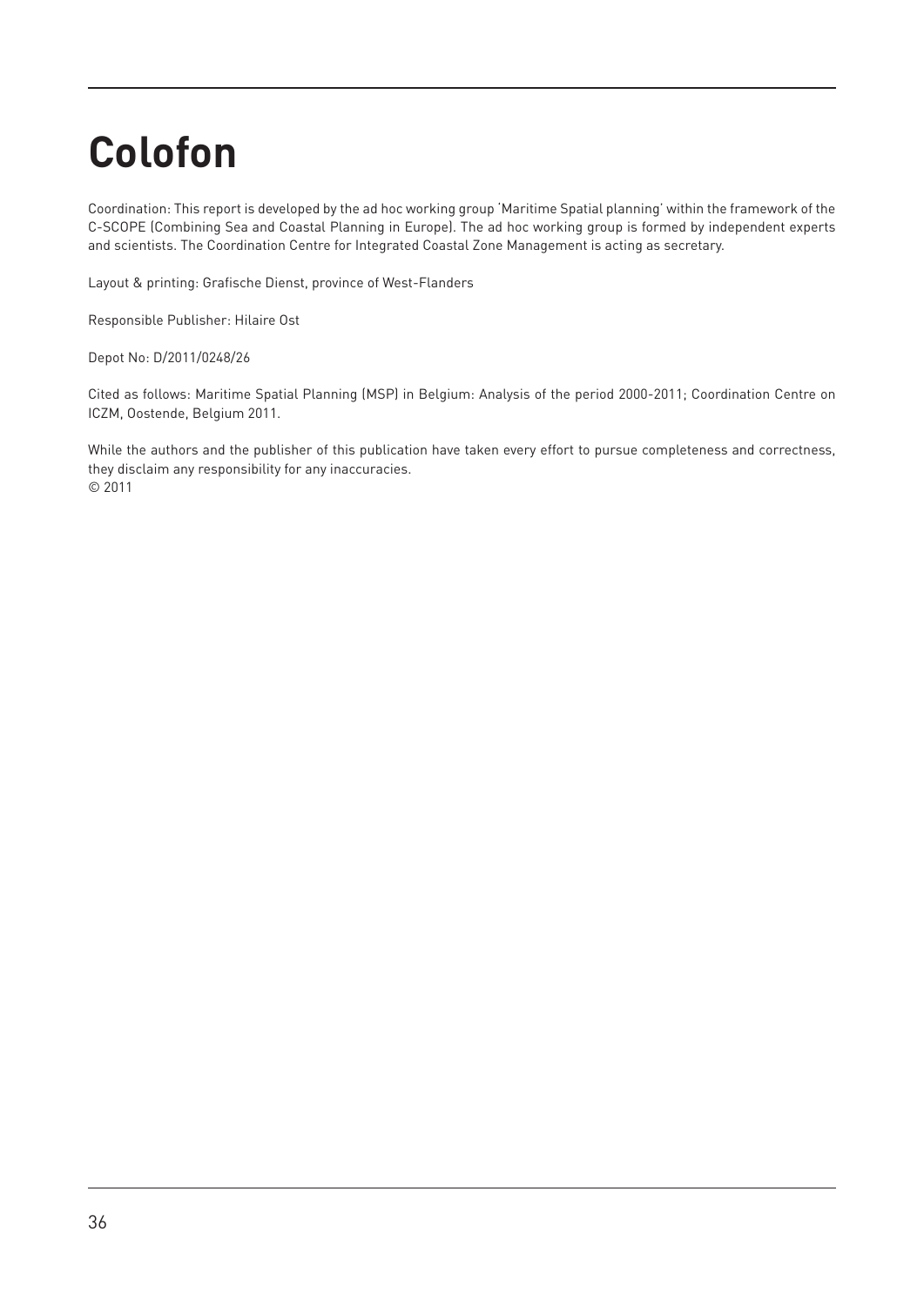# Colofon

Coordination: This report is developed by the ad hoc working group 'Maritime Spatial planning' within the framework of the C-SCOPE (Combining Sea and Coastal Planning in Europe). The ad hoc working group is formed by independent experts and scientists. The Coordination Centre for Integrated Coastal Zone Management is acting as secretary.

Layout & printing: Grafische Dienst, province of West-Flanders

Responsible Publisher: Hilaire Ost

Depot No: D/2011/0248/26

Cited as follows: Maritime Spatial Planning (MSP) in Belgium: Analysis of the period 2000-2011; Coordination Centre on ICZM, Oostende, Belgium 2011.

While the authors and the publisher of this publication have taken every effort to pursue completeness and correctness, they disclaim any responsibility for any inaccuracies.
© 2011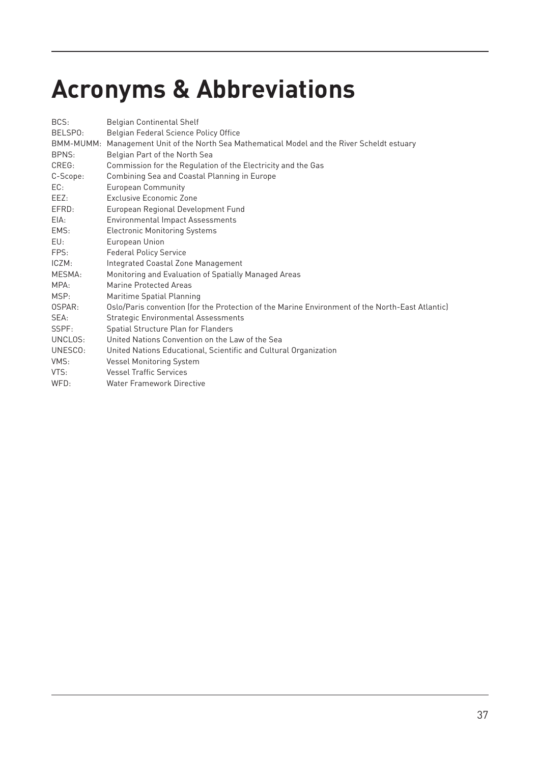# Acronyms & Abbreviations

BCS: Belgian Continental Shelf
BELSPO: Belgian Federal Science Policy Office
BMM-MUMM: Management Unit of the North Sea Mathematical Model and the River Scheldt estuary
BPNS: Belgian Part of the North Sea
CREG: Commission for the Regulation of the Electricity and the Gas
C-Scope: Combining Sea and Coastal Planning in Europe
EC: European Community
EEZ: Exclusive Economic Zone
EFRD: European Regional Development Fund
EIA: Environmental Impact Assessments
EMS: Electronic Monitoring Systems
EU: European Union
FPS: Federal Policy Service
ICZM: Integrated Coastal Zone Management
MESMA: Monitoring and Evaluation of Spatially Managed Areas
MPA: Marine Protected Areas
MSP: Maritime Spatial Planning
OSPAR: Oslo/Paris convention (for the Protection of the Marine Environment of the North-East Atlantic)
SEA: Strategic Environmental Assessments
SSPF: Spatial Structure Plan for Flanders
UNCLOS: United Nations Convention on the Law of the Sea
UNESCO: United Nations Educational, Scientific and Cultural Organization
VMS: Vessel Monitoring System
VTS: Vessel Traffic Services
WFD: Water Framework Directive